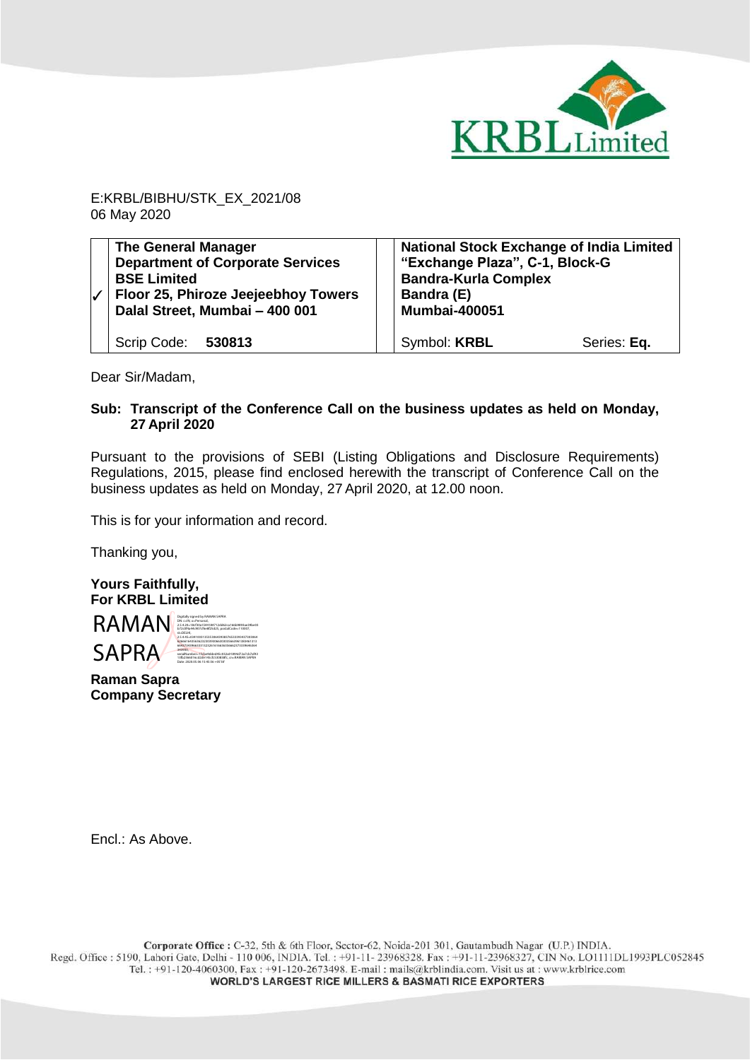E:KRBL/BIBHU/STK_EX_2021/08
06 May 2020

| | **The General Manager**<br>**Department of Corporate Services**<br>**BSE Limited**<br>**Floor 25, Phiroze Jeejeebhoy Towers**<br>**Dalal Street, Mumbai – 400 001** | | **National Stock Exchange of India Limited**<br>**"Exchange Plaza", C-1, Block-G**<br>**Bandra-Kurla Complex**<br>**Bandra (E)**<br>**Mumbai-400051** | |
|---|---|---|---|---|
| ✓ | Scrip Code: **530813** | | Symbol: **KRBL** | Series: **Eq.** |

Dear Sir/Madam,

**Sub: Transcript of the Conference Call on the business updates as held on Monday, 27 April 2020**

Pursuant to the provisions of SEBI (Listing Obligations and Disclosure Requirements) Regulations, 2015, please find enclosed herewith the transcript of Conference Call on the business updates as held on Monday, 27 April 2020, at 12.00 noon.

This is for your information and record.

Thanking you,

**Yours Faithfully,**
**For KRBL Limited**

RAMAN SAPRA

**Raman Sapra**
**Company Secretary**

Encl.: As Above.

Corporate Office : C-32, 5th & 6th Floor, Sector-62, Noida-201 301, Gautambudh Nagar (U.P.) INDIA.
Regd. Office : 5190, Lahori Gate, Delhi - 110 006, INDIA. Tel. : +91-11- 23968328. Fax : +91-11-23968327, CIN No. LO1111DL1993PLC052845
Tel. : +91-120-4060300, Fax : +91-120-2673498. E-mail : mails@krblindia.com. Visit us at : www.krblrice.com
**WORLD'S LARGEST RICE MILLERS & BASMATI RICE EXPORTERS**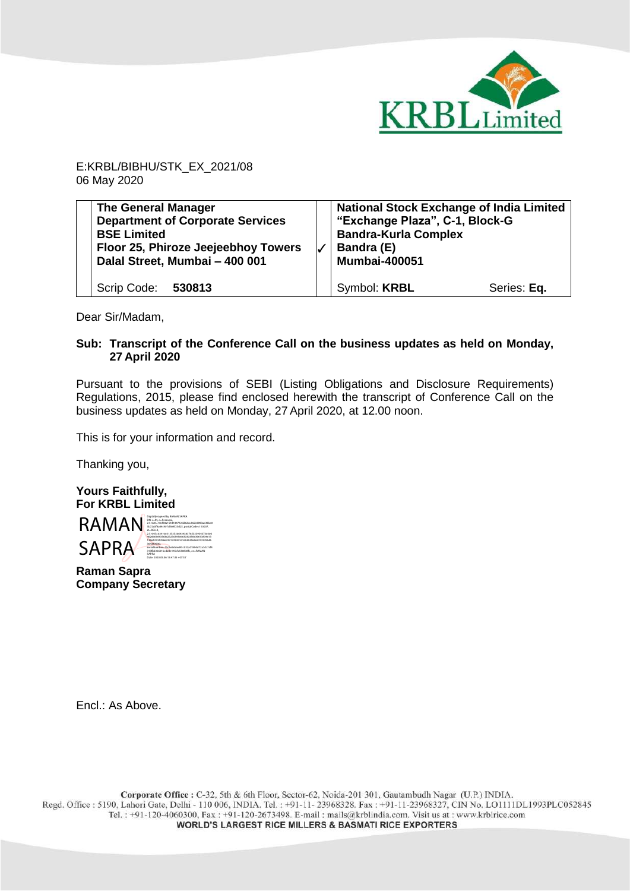E:KRBL/BIBHU/STK_EX_2021/08
06 May 2020

| The General Manager<br>Department of Corporate Services<br>BSE Limited<br>Floor 25, Phiroze Jeejeebhoy Towers<br>Dalal Street, Mumbai – 400 001 | ✓ | National Stock Exchange of India Limited<br>"Exchange Plaza", C-1, Block-G<br>Bandra-Kurla Complex<br>Bandra (E)<br>Mumbai-400051 | |
|---|---|---|---|
| Scrip Code: **530813** | | Symbol: **KRBL** | Series: **Eq.** |

Dear Sir/Madam,

**Sub: Transcript of the Conference Call on the business updates as held on Monday, 27 April 2020**

Pursuant to the provisions of SEBI (Listing Obligations and Disclosure Requirements) Regulations, 2015, please find enclosed herewith the transcript of Conference Call on the business updates as held on Monday, 27 April 2020, at 12.00 noon.

This is for your information and record.

Thanking you,

**Yours Faithfully,**
**For KRBL Limited**

RAMAN SAPRA

**Raman Sapra**
**Company Secretary**

Encl.: As Above.

**Corporate Office :** C-32, 5th & 6th Floor, Sector-62, Noida-201 301, Gautambudh Nagar (U.P.) INDIA.
Regd. Office : 5190, Lahori Gate, Delhi - 110 006, INDIA. Tel. : +91-11- 23968328. Fax : +91-11-23968327, CIN No. LO1111DL1993PLC052845
Tel. : +91-120-4060300, Fax : +91-120-2673498. E-mail : mails@krblindia.com. Visit us at : www.krblrice.com
**WORLD'S LARGEST RICE MILLERS & BASMATI RICE EXPORTERS**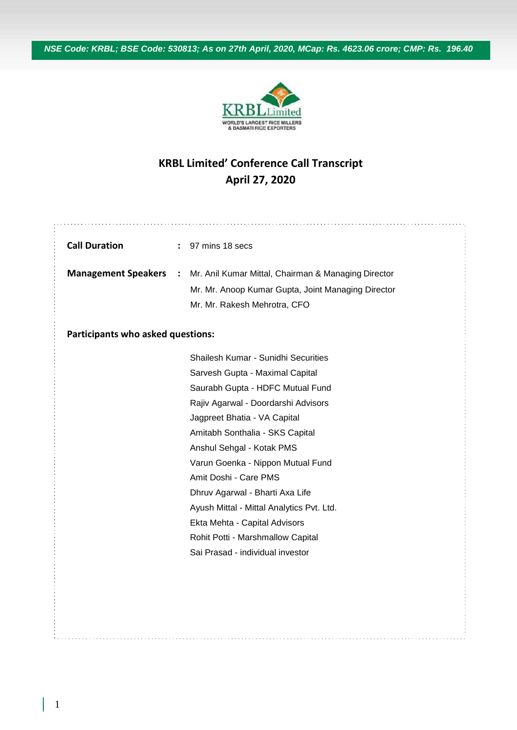*NSE Code: KRBL; BSE Code: 530813; As on 27th April, 2020, MCap: Rs. 4623.06 crore; CMP: Rs. 196.40*

# KRBL Limited' Conference Call Transcript
## April 27, 2020

**Call Duration** : 97 mins 18 secs

**Management Speakers** : Mr. Anil Kumar Mittal, Chairman & Managing Director
Mr. Mr. Anoop Kumar Gupta, Joint Managing Director
Mr. Mr. Rakesh Mehrotra, CFO

**Participants who asked questions:**

Shailesh Kumar - Sunidhi Securities
Sarvesh Gupta - Maximal Capital
Saurabh Gupta - HDFC Mutual Fund
Rajiv Agarwal - Doordarshi Advisors
Jagpreet Bhatia - VA Capital
Amitabh Sonthalia - SKS Capital
Anshul Sehgal - Kotak PMS
Varun Goenka - Nippon Mutual Fund
Amit Doshi - Care PMS
Dhruv Agarwal - Bharti Axa Life
Ayush Mittal - Mittal Analytics Pvt. Ltd.
Ekta Mehta - Capital Advisors
Rohit Potti - Marshmallow Capital
Sai Prasad - individual investor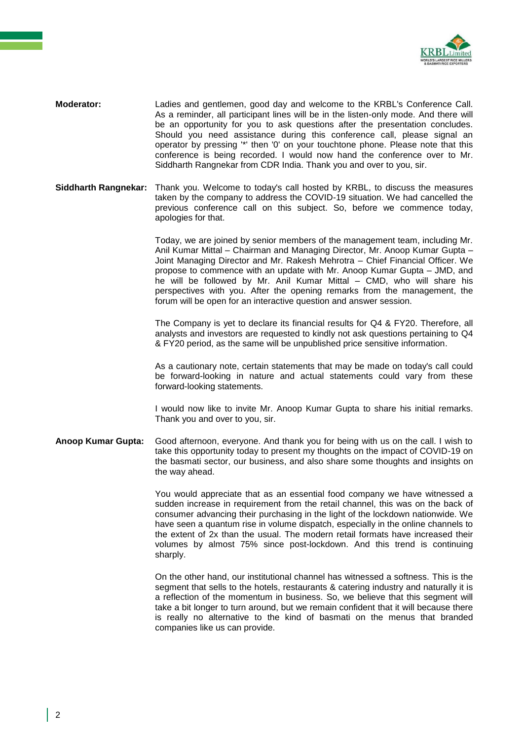**Moderator:** Ladies and gentlemen, good day and welcome to the KRBL's Conference Call. As a reminder, all participant lines will be in the listen-only mode. And there will be an opportunity for you to ask questions after the presentation concludes. Should you need assistance during this conference call, please signal an operator by pressing '*' then '0' on your touchtone phone. Please note that this conference is being recorded. I would now hand the conference over to Mr. Siddharth Rangnekar from CDR India. Thank you and over to you, sir.

**Siddharth Rangnekar:** Thank you. Welcome to today's call hosted by KRBL, to discuss the measures taken by the company to address the COVID-19 situation. We had cancelled the previous conference call on this subject. So, before we commence today, apologies for that.

Today, we are joined by senior members of the management team, including Mr. Anil Kumar Mittal – Chairman and Managing Director, Mr. Anoop Kumar Gupta – Joint Managing Director and Mr. Rakesh Mehrotra – Chief Financial Officer. We propose to commence with an update with Mr. Anoop Kumar Gupta – JMD, and he will be followed by Mr. Anil Kumar Mittal – CMD, who will share his perspectives with you. After the opening remarks from the management, the forum will be open for an interactive question and answer session.

The Company is yet to declare its financial results for Q4 & FY20. Therefore, all analysts and investors are requested to kindly not ask questions pertaining to Q4 & FY20 period, as the same will be unpublished price sensitive information.

As a cautionary note, certain statements that may be made on today's call could be forward-looking in nature and actual statements could vary from these forward-looking statements.

I would now like to invite Mr. Anoop Kumar Gupta to share his initial remarks. Thank you and over to you, sir.

**Anoop Kumar Gupta:** Good afternoon, everyone. And thank you for being with us on the call. I wish to take this opportunity today to present my thoughts on the impact of COVID-19 on the basmati sector, our business, and also share some thoughts and insights on the way ahead.

You would appreciate that as an essential food company we have witnessed a sudden increase in requirement from the retail channel, this was on the back of consumer advancing their purchasing in the light of the lockdown nationwide. We have seen a quantum rise in volume dispatch, especially in the online channels to the extent of 2x than the usual. The modern retail formats have increased their volumes by almost 75% since post-lockdown. And this trend is continuing sharply.

On the other hand, our institutional channel has witnessed a softness. This is the segment that sells to the hotels, restaurants & catering industry and naturally it is a reflection of the momentum in business. So, we believe that this segment will take a bit longer to turn around, but we remain confident that it will because there is really no alternative to the kind of basmati on the menus that branded companies like us can provide.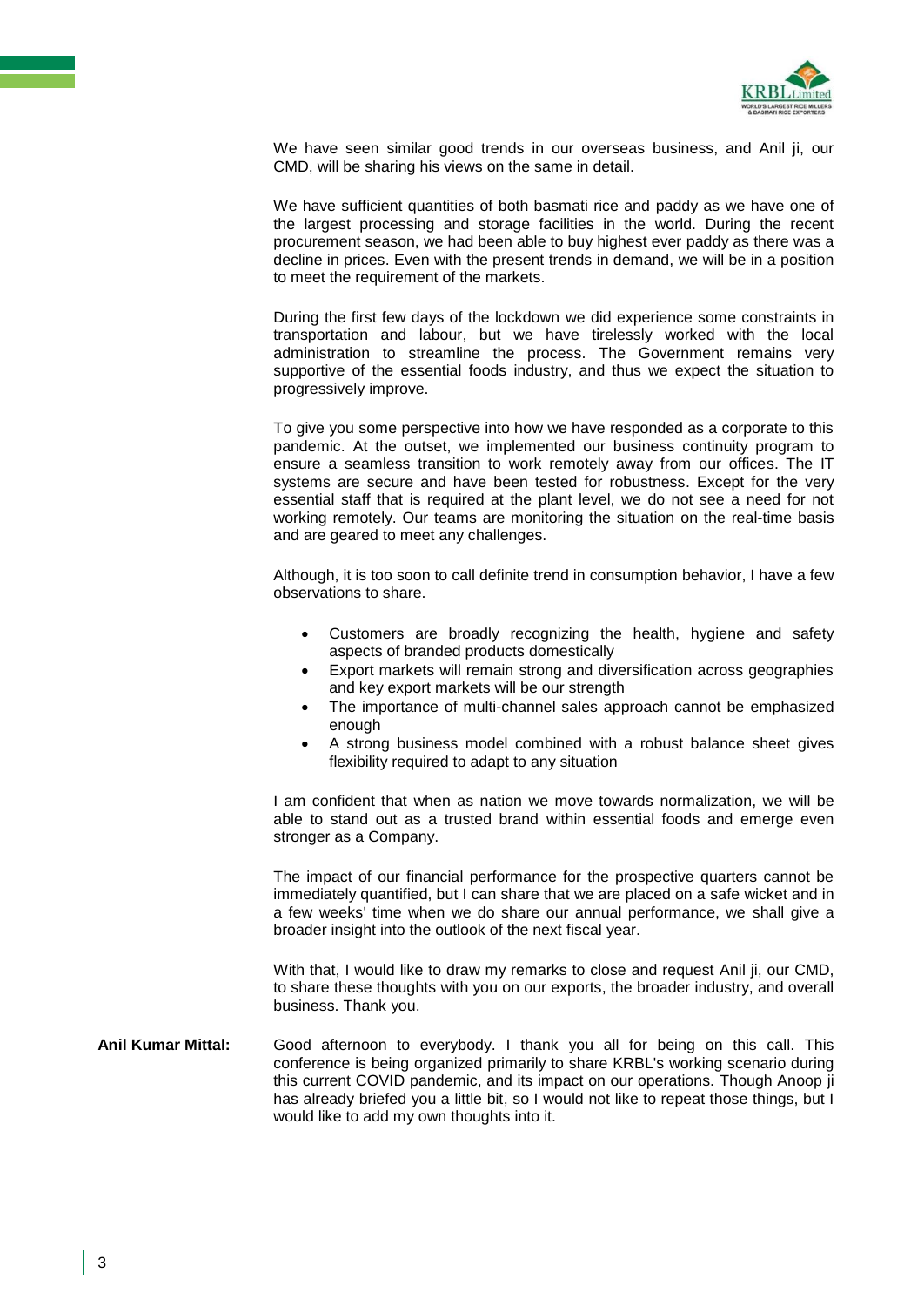We have seen similar good trends in our overseas business, and Anil ji, our CMD, will be sharing his views on the same in detail.

We have sufficient quantities of both basmati rice and paddy as we have one of the largest processing and storage facilities in the world. During the recent procurement season, we had been able to buy highest ever paddy as there was a decline in prices. Even with the present trends in demand, we will be in a position to meet the requirement of the markets.

During the first few days of the lockdown we did experience some constraints in transportation and labour, but we have tirelessly worked with the local administration to streamline the process. The Government remains very supportive of the essential foods industry, and thus we expect the situation to progressively improve.

To give you some perspective into how we have responded as a corporate to this pandemic. At the outset, we implemented our business continuity program to ensure a seamless transition to work remotely away from our offices. The IT systems are secure and have been tested for robustness. Except for the very essential staff that is required at the plant level, we do not see a need for not working remotely. Our teams are monitoring the situation on the real-time basis and are geared to meet any challenges.

Although, it is too soon to call definite trend in consumption behavior, I have a few observations to share.

- Customers are broadly recognizing the health, hygiene and safety aspects of branded products domestically
- Export markets will remain strong and diversification across geographies and key export markets will be our strength
- The importance of multi-channel sales approach cannot be emphasized enough
- A strong business model combined with a robust balance sheet gives flexibility required to adapt to any situation

I am confident that when as nation we move towards normalization, we will be able to stand out as a trusted brand within essential foods and emerge even stronger as a Company.

The impact of our financial performance for the prospective quarters cannot be immediately quantified, but I can share that we are placed on a safe wicket and in a few weeks' time when we do share our annual performance, we shall give a broader insight into the outlook of the next fiscal year.

With that, I would like to draw my remarks to close and request Anil ji, our CMD, to share these thoughts with you on our exports, the broader industry, and overall business. Thank you.

**Anil Kumar Mittal:** Good afternoon to everybody. I thank you all for being on this call. This conference is being organized primarily to share KRBL's working scenario during this current COVID pandemic, and its impact on our operations. Though Anoop ji has already briefed you a little bit, so I would not like to repeat those things, but I would like to add my own thoughts into it.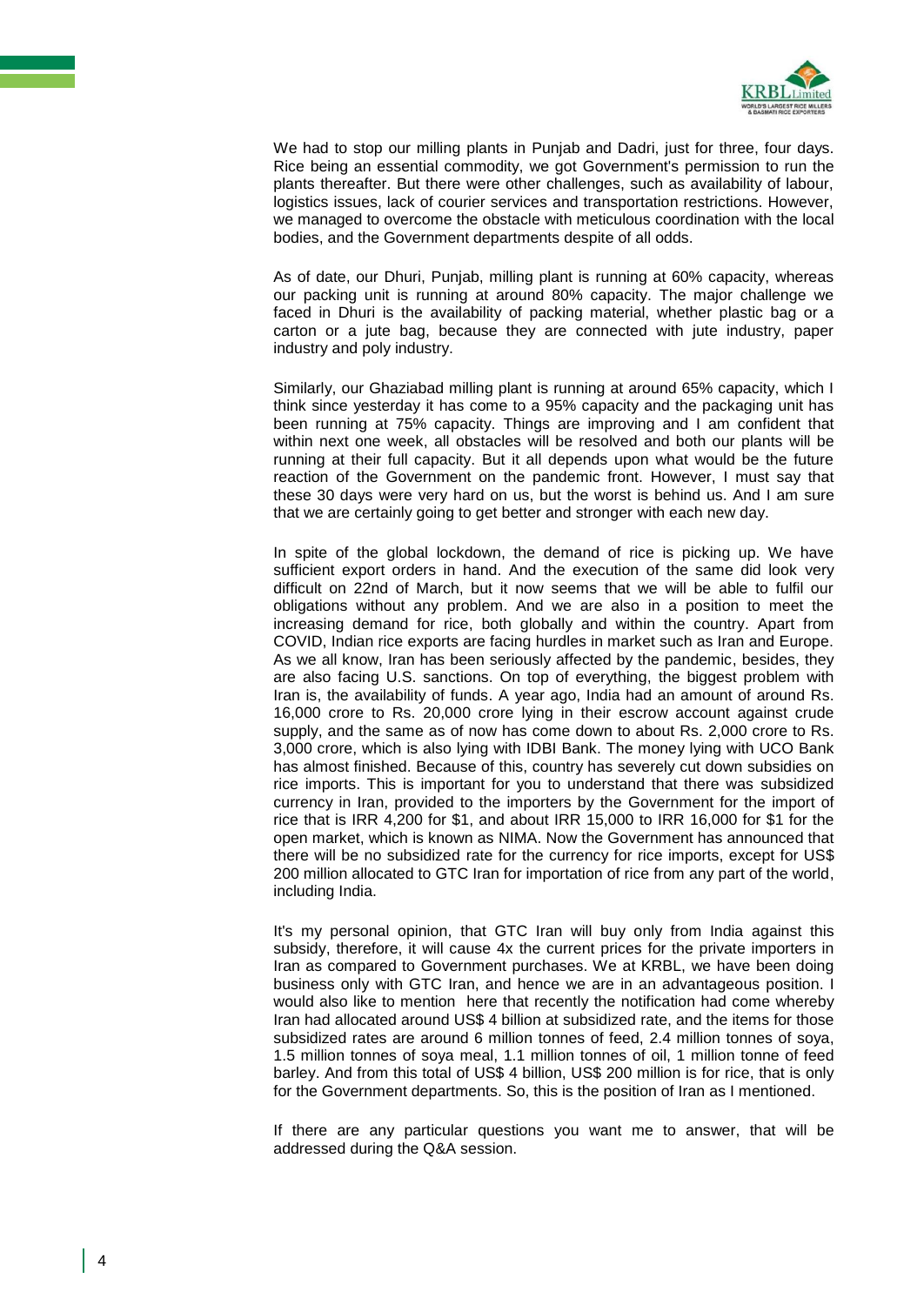We had to stop our milling plants in Punjab and Dadri, just for three, four days. Rice being an essential commodity, we got Government's permission to run the plants thereafter. But there were other challenges, such as availability of labour, logistics issues, lack of courier services and transportation restrictions. However, we managed to overcome the obstacle with meticulous coordination with the local bodies, and the Government departments despite of all odds.

As of date, our Dhuri, Punjab, milling plant is running at 60% capacity, whereas our packing unit is running at around 80% capacity. The major challenge we faced in Dhuri is the availability of packing material, whether plastic bag or a carton or a jute bag, because they are connected with jute industry, paper industry and poly industry.

Similarly, our Ghaziabad milling plant is running at around 65% capacity, which I think since yesterday it has come to a 95% capacity and the packaging unit has been running at 75% capacity. Things are improving and I am confident that within next one week, all obstacles will be resolved and both our plants will be running at their full capacity. But it all depends upon what would be the future reaction of the Government on the pandemic front. However, I must say that these 30 days were very hard on us, but the worst is behind us. And I am sure that we are certainly going to get better and stronger with each new day.

In spite of the global lockdown, the demand of rice is picking up. We have sufficient export orders in hand. And the execution of the same did look very difficult on 22nd of March, but it now seems that we will be able to fulfil our obligations without any problem. And we are also in a position to meet the increasing demand for rice, both globally and within the country. Apart from COVID, Indian rice exports are facing hurdles in market such as Iran and Europe. As we all know, Iran has been seriously affected by the pandemic, besides, they are also facing U.S. sanctions. On top of everything, the biggest problem with Iran is, the availability of funds. A year ago, India had an amount of around Rs. 16,000 crore to Rs. 20,000 crore lying in their escrow account against crude supply, and the same as of now has come down to about Rs. 2,000 crore to Rs. 3,000 crore, which is also lying with IDBI Bank. The money lying with UCO Bank has almost finished. Because of this, country has severely cut down subsidies on rice imports. This is important for you to understand that there was subsidized currency in Iran, provided to the importers by the Government for the import of rice that is IRR 4,200 for $1, and about IRR 15,000 to IRR 16,000 for $1 for the open market, which is known as NIMA. Now the Government has announced that there will be no subsidized rate for the currency for rice imports, except for US$ 200 million allocated to GTC Iran for importation of rice from any part of the world, including India.

It's my personal opinion, that GTC Iran will buy only from India against this subsidy, therefore, it will cause 4x the current prices for the private importers in Iran as compared to Government purchases. We at KRBL, we have been doing business only with GTC Iran, and hence we are in an advantageous position. I would also like to mention here that recently the notification had come whereby Iran had allocated around US$ 4 billion at subsidized rate, and the items for those subsidized rates are around 6 million tonnes of feed, 2.4 million tonnes of soya, 1.5 million tonnes of soya meal, 1.1 million tonnes of oil, 1 million tonne of feed barley. And from this total of US$ 4 billion, US$ 200 million is for rice, that is only for the Government departments. So, this is the position of Iran as I mentioned.

If there are any particular questions you want me to answer, that will be addressed during the Q&A session.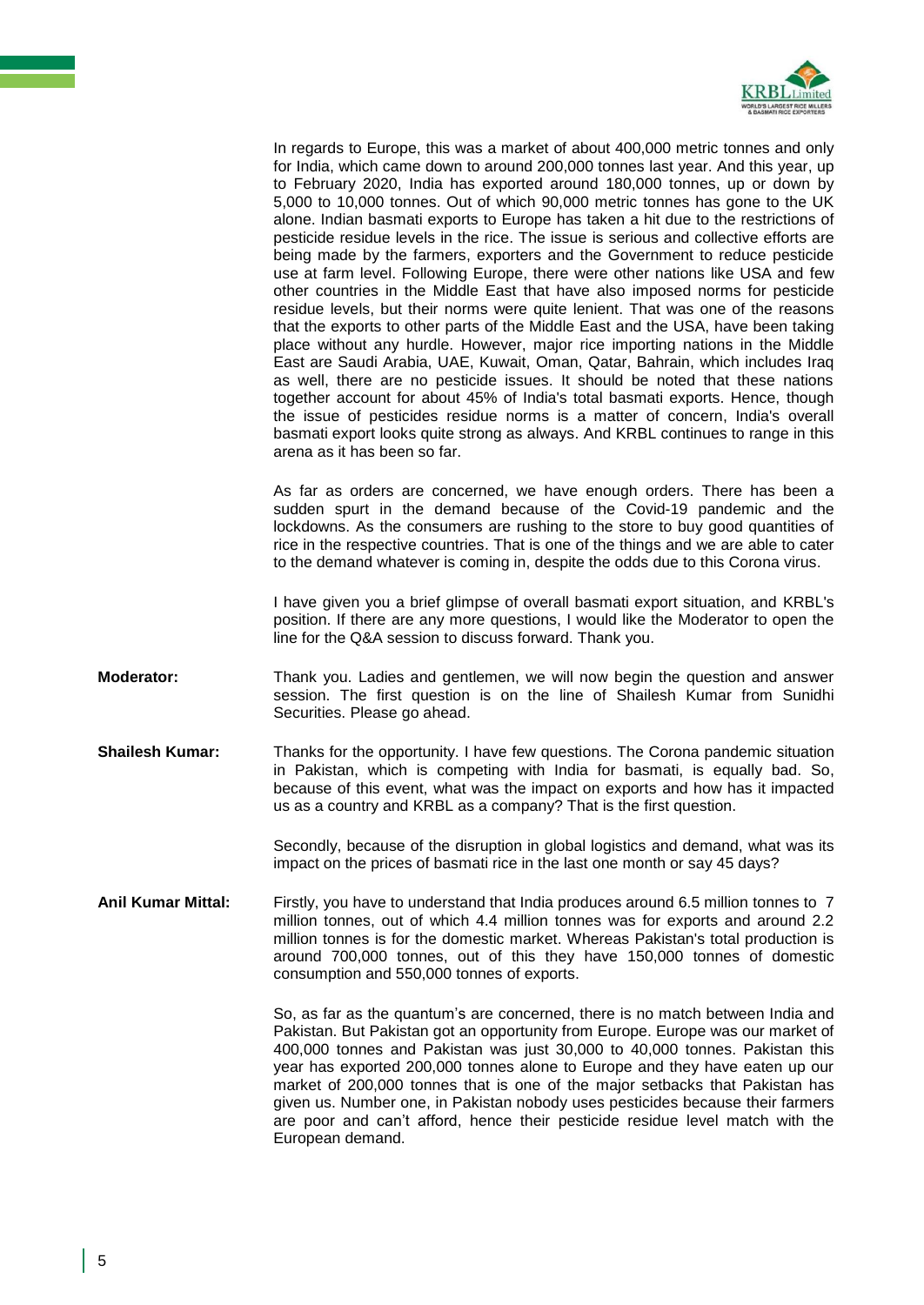In regards to Europe, this was a market of about 400,000 metric tonnes and only for India, which came down to around 200,000 tonnes last year. And this year, up to February 2020, India has exported around 180,000 tonnes, up or down by 5,000 to 10,000 tonnes. Out of which 90,000 metric tonnes has gone to the UK alone. Indian basmati exports to Europe has taken a hit due to the restrictions of pesticide residue levels in the rice. The issue is serious and collective efforts are being made by the farmers, exporters and the Government to reduce pesticide use at farm level. Following Europe, there were other nations like USA and few other countries in the Middle East that have also imposed norms for pesticide residue levels, but their norms were quite lenient. That was one of the reasons that the exports to other parts of the Middle East and the USA, have been taking place without any hurdle. However, major rice importing nations in the Middle East are Saudi Arabia, UAE, Kuwait, Oman, Qatar, Bahrain, which includes Iraq as well, there are no pesticide issues. It should be noted that these nations together account for about 45% of India's total basmati exports. Hence, though the issue of pesticides residue norms is a matter of concern, India's overall basmati export looks quite strong as always. And KRBL continues to range in this arena as it has been so far.

As far as orders are concerned, we have enough orders. There has been a sudden spurt in the demand because of the Covid-19 pandemic and the lockdowns. As the consumers are rushing to the store to buy good quantities of rice in the respective countries. That is one of the things and we are able to cater to the demand whatever is coming in, despite the odds due to this Corona virus.

I have given you a brief glimpse of overall basmati export situation, and KRBL's position. If there are any more questions, I would like the Moderator to open the line for the Q&A session to discuss forward. Thank you.

**Moderator:** Thank you. Ladies and gentlemen, we will now begin the question and answer session. The first question is on the line of Shailesh Kumar from Sunidhi Securities. Please go ahead.

**Shailesh Kumar:** Thanks for the opportunity. I have few questions. The Corona pandemic situation in Pakistan, which is competing with India for basmati, is equally bad. So, because of this event, what was the impact on exports and how has it impacted us as a country and KRBL as a company? That is the first question.

Secondly, because of the disruption in global logistics and demand, what was its impact on the prices of basmati rice in the last one month or say 45 days?

**Anil Kumar Mittal:** Firstly, you have to understand that India produces around 6.5 million tonnes to 7 million tonnes, out of which 4.4 million tonnes was for exports and around 2.2 million tonnes is for the domestic market. Whereas Pakistan's total production is around 700,000 tonnes, out of this they have 150,000 tonnes of domestic consumption and 550,000 tonnes of exports.

So, as far as the quantum's are concerned, there is no match between India and Pakistan. But Pakistan got an opportunity from Europe. Europe was our market of 400,000 tonnes and Pakistan was just 30,000 to 40,000 tonnes. Pakistan this year has exported 200,000 tonnes alone to Europe and they have eaten up our market of 200,000 tonnes that is one of the major setbacks that Pakistan has given us. Number one, in Pakistan nobody uses pesticides because their farmers are poor and can't afford, hence their pesticide residue level match with the European demand.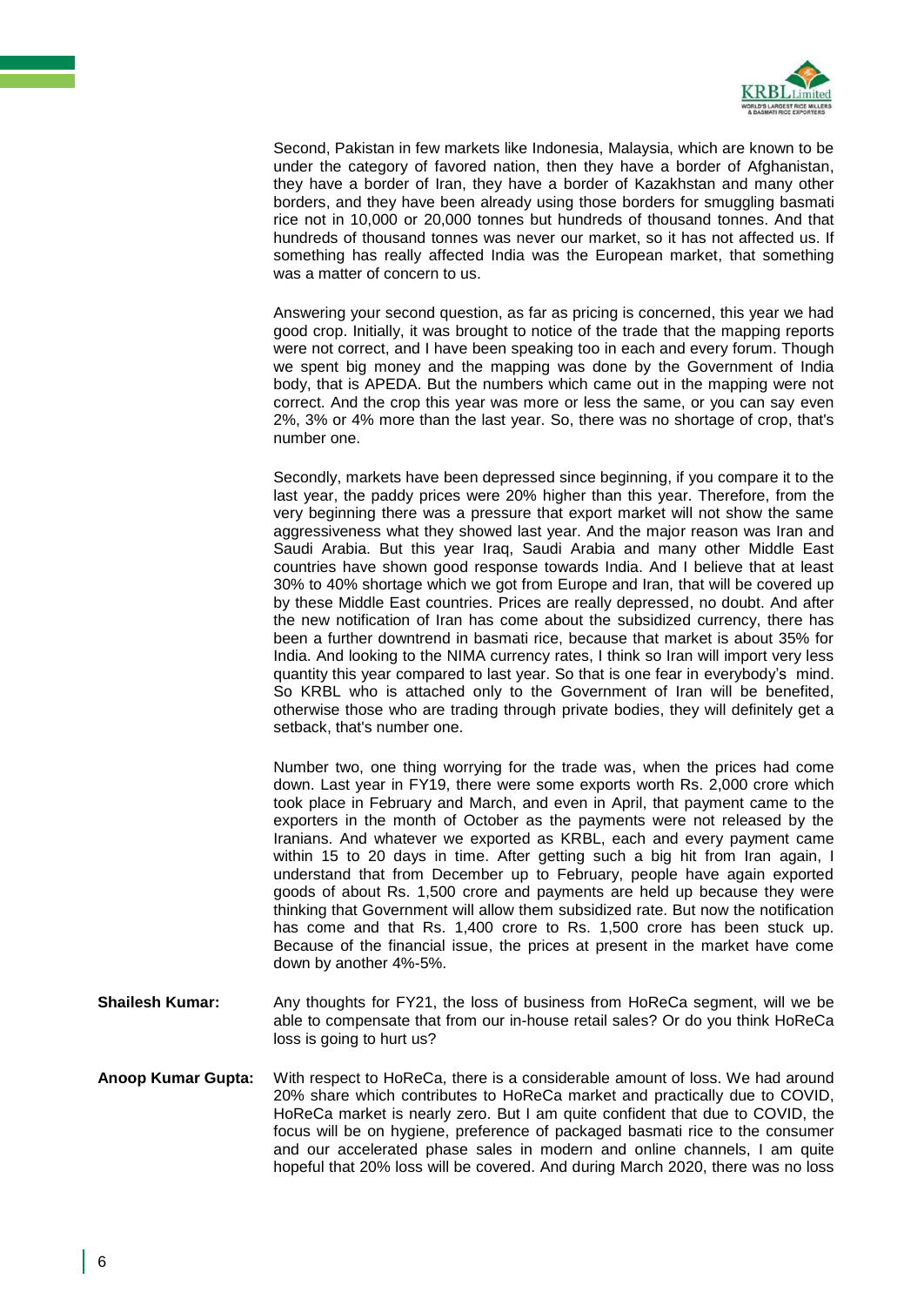Second, Pakistan in few markets like Indonesia, Malaysia, which are known to be under the category of favored nation, then they have a border of Afghanistan, they have a border of Iran, they have a border of Kazakhstan and many other borders, and they have been already using those borders for smuggling basmati rice not in 10,000 or 20,000 tonnes but hundreds of thousand tonnes. And that hundreds of thousand tonnes was never our market, so it has not affected us. If something has really affected India was the European market, that something was a matter of concern to us.

Answering your second question, as far as pricing is concerned, this year we had good crop. Initially, it was brought to notice of the trade that the mapping reports were not correct, and I have been speaking too in each and every forum. Though we spent big money and the mapping was done by the Government of India body, that is APEDA. But the numbers which came out in the mapping were not correct. And the crop this year was more or less the same, or you can say even 2%, 3% or 4% more than the last year. So, there was no shortage of crop, that's number one.

Secondly, markets have been depressed since beginning, if you compare it to the last year, the paddy prices were 20% higher than this year. Therefore, from the very beginning there was a pressure that export market will not show the same aggressiveness what they showed last year. And the major reason was Iran and Saudi Arabia. But this year Iraq, Saudi Arabia and many other Middle East countries have shown good response towards India. And I believe that at least 30% to 40% shortage which we got from Europe and Iran, that will be covered up by these Middle East countries. Prices are really depressed, no doubt. And after the new notification of Iran has come about the subsidized currency, there has been a further downtrend in basmati rice, because that market is about 35% for India. And looking to the NIMA currency rates, I think so Iran will import very less quantity this year compared to last year. So that is one fear in everybody's mind. So KRBL who is attached only to the Government of Iran will be benefited, otherwise those who are trading through private bodies, they will definitely get a setback, that's number one.

Number two, one thing worrying for the trade was, when the prices had come down. Last year in FY19, there were some exports worth Rs. 2,000 crore which took place in February and March, and even in April, that payment came to the exporters in the month of October as the payments were not released by the Iranians. And whatever we exported as KRBL, each and every payment came within 15 to 20 days in time. After getting such a big hit from Iran again, I understand that from December up to February, people have again exported goods of about Rs. 1,500 crore and payments are held up because they were thinking that Government will allow them subsidized rate. But now the notification has come and that Rs. 1,400 crore to Rs. 1,500 crore has been stuck up. Because of the financial issue, the prices at present in the market have come down by another 4%-5%.

**Shailesh Kumar:** Any thoughts for FY21, the loss of business from HoReCa segment, will we be able to compensate that from our in-house retail sales? Or do you think HoReCa loss is going to hurt us?

**Anoop Kumar Gupta:** With respect to HoReCa, there is a considerable amount of loss. We had around 20% share which contributes to HoReCa market and practically due to COVID, HoReCa market is nearly zero. But I am quite confident that due to COVID, the focus will be on hygiene, preference of packaged basmati rice to the consumer and our accelerated phase sales in modern and online channels, I am quite hopeful that 20% loss will be covered. And during March 2020, there was no loss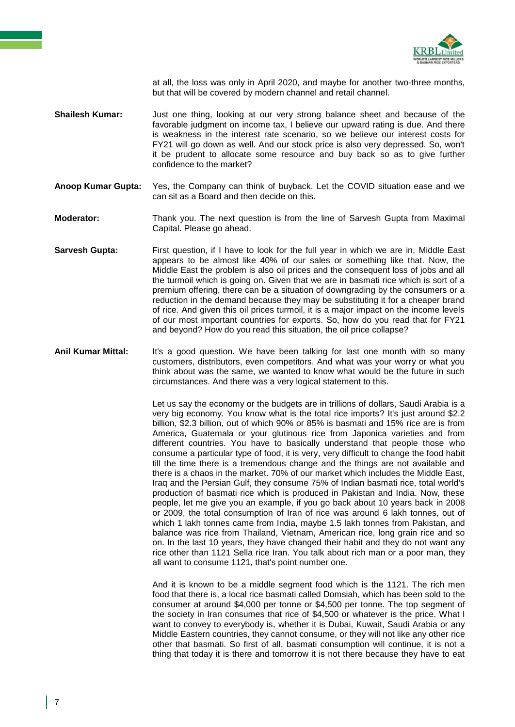at all, the loss was only in April 2020, and maybe for another two-three months, but that will be covered by modern channel and retail channel.

**Shailesh Kumar:** Just one thing, looking at our very strong balance sheet and because of the favorable judgment on income tax, I believe our upward rating is due. And there is weakness in the interest rate scenario, so we believe our interest costs for FY21 will go down as well. And our stock price is also very depressed. So, won't it be prudent to allocate some resource and buy back so as to give further confidence to the market?

**Anoop Kumar Gupta:** Yes, the Company can think of buyback. Let the COVID situation ease and we can sit as a Board and then decide on this.

**Moderator:** Thank you. The next question is from the line of Sarvesh Gupta from Maximal Capital. Please go ahead.

**Sarvesh Gupta:** First question, if I have to look for the full year in which we are in, Middle East appears to be almost like 40% of our sales or something like that. Now, the Middle East the problem is also oil prices and the consequent loss of jobs and all the turmoil which is going on. Given that we are in basmati rice which is sort of a premium offering, there can be a situation of downgrading by the consumers or a reduction in the demand because they may be substituting it for a cheaper brand of rice. And given this oil prices turmoil, it is a major impact on the income levels of our most important countries for exports. So, how do you read that for FY21 and beyond? How do you read this situation, the oil price collapse?

**Anil Kumar Mittal:** It's a good question. We have been talking for last one month with so many customers, distributors, even competitors. And what was your worry or what you think about was the same, we wanted to know what would be the future in such circumstances. And there was a very logical statement to this.

Let us say the economy or the budgets are in trillions of dollars, Saudi Arabia is a very big economy. You know what is the total rice imports? It's just around $2.2 billion, $2.3 billion, out of which 90% or 85% is basmati and 15% rice are is from America, Guatemala or your glutinous rice from Japonica varieties and from different countries. You have to basically understand that people those who consume a particular type of food, it is very, very difficult to change the food habit till the time there is a tremendous change and the things are not available and there is a chaos in the market. 70% of our market which includes the Middle East, Iraq and the Persian Gulf, they consume 75% of Indian basmati rice, total world's production of basmati rice which is produced in Pakistan and India. Now, these people, let me give you an example, if you go back about 10 years back in 2008 or 2009, the total consumption of Iran of rice was around 6 lakh tonnes, out of which 1 lakh tonnes came from India, maybe 1.5 lakh tonnes from Pakistan, and balance was rice from Thailand, Vietnam, American rice, long grain rice and so on. In the last 10 years, they have changed their habit and they do not want any rice other than 1121 Sella rice Iran. You talk about rich man or a poor man, they all want to consume 1121, that's point number one.

And it is known to be a middle segment food which is the 1121. The rich men food that there is, a local rice basmati called Domsiah, which has been sold to the consumer at around $4,000 per tonne or $4,500 per tonne. The top segment of the society in Iran consumes that rice of $4,500 or whatever is the price. What I want to convey to everybody is, whether it is Dubai, Kuwait, Saudi Arabia or any Middle Eastern countries, they cannot consume, or they will not like any other rice other that basmati. So first of all, basmati consumption will continue, it is not a thing that today it is there and tomorrow it is not there because they have to eat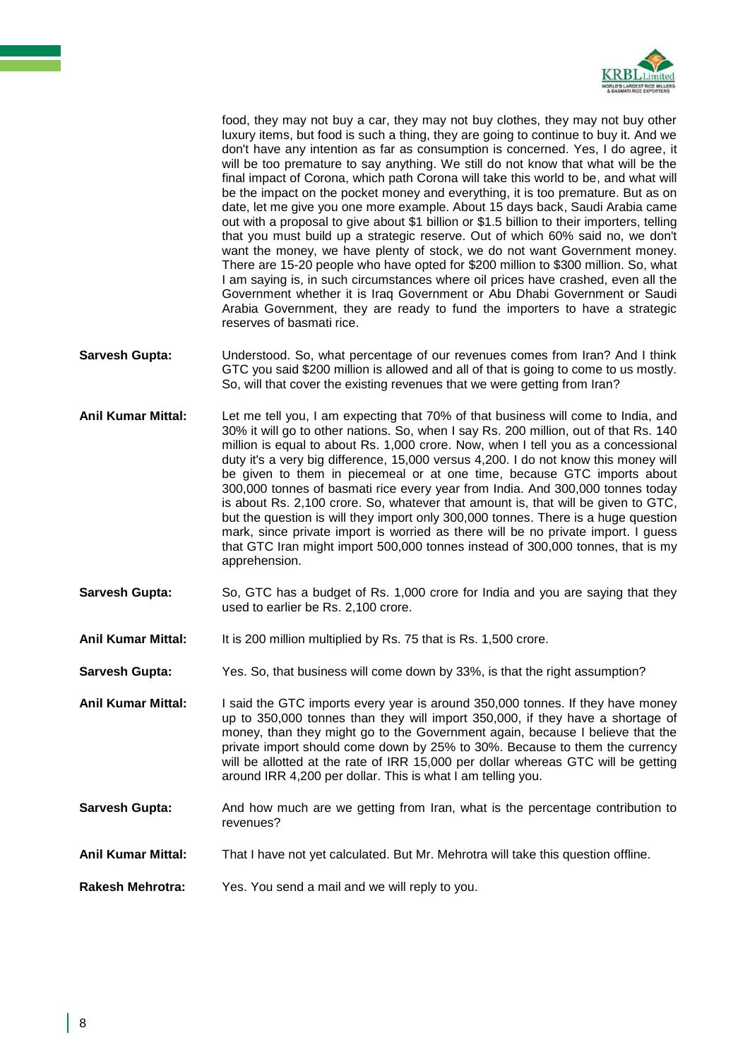food, they may not buy a car, they may not buy clothes, they may not buy other luxury items, but food is such a thing, they are going to continue to buy it. And we don't have any intention as far as consumption is concerned. Yes, I do agree, it will be too premature to say anything. We still do not know that what will be the final impact of Corona, which path Corona will take this world to be, and what will be the impact on the pocket money and everything, it is too premature. But as on date, let me give you one more example. About 15 days back, Saudi Arabia came out with a proposal to give about $1 billion or $1.5 billion to their importers, telling that you must build up a strategic reserve. Out of which 60% said no, we don't want the money, we have plenty of stock, we do not want Government money. There are 15-20 people who have opted for $200 million to $300 million. So, what I am saying is, in such circumstances where oil prices have crashed, even all the Government whether it is Iraq Government or Abu Dhabi Government or Saudi Arabia Government, they are ready to fund the importers to have a strategic reserves of basmati rice.

**Sarvesh Gupta:** Understood. So, what percentage of our revenues comes from Iran? And I think GTC you said $200 million is allowed and all of that is going to come to us mostly. So, will that cover the existing revenues that we were getting from Iran?

**Anil Kumar Mittal:** Let me tell you, I am expecting that 70% of that business will come to India, and 30% it will go to other nations. So, when I say Rs. 200 million, out of that Rs. 140 million is equal to about Rs. 1,000 crore. Now, when I tell you as a concessional duty it's a very big difference, 15,000 versus 4,200. I do not know this money will be given to them in piecemeal or at one time, because GTC imports about 300,000 tonnes of basmati rice every year from India. And 300,000 tonnes today is about Rs. 2,100 crore. So, whatever that amount is, that will be given to GTC, but the question is will they import only 300,000 tonnes. There is a huge question mark, since private import is worried as there will be no private import. I guess that GTC Iran might import 500,000 tonnes instead of 300,000 tonnes, that is my apprehension.

**Sarvesh Gupta:** So, GTC has a budget of Rs. 1,000 crore for India and you are saying that they used to earlier be Rs. 2,100 crore.

**Anil Kumar Mittal:** It is 200 million multiplied by Rs. 75 that is Rs. 1,500 crore.

**Sarvesh Gupta:** Yes. So, that business will come down by 33%, is that the right assumption?

**Anil Kumar Mittal:** I said the GTC imports every year is around 350,000 tonnes. If they have money up to 350,000 tonnes than they will import 350,000, if they have a shortage of money, than they might go to the Government again, because I believe that the private import should come down by 25% to 30%. Because to them the currency will be allotted at the rate of IRR 15,000 per dollar whereas GTC will be getting around IRR 4,200 per dollar. This is what I am telling you.

**Sarvesh Gupta:** And how much are we getting from Iran, what is the percentage contribution to revenues?

**Anil Kumar Mittal:** That I have not yet calculated. But Mr. Mehrotra will take this question offline.

**Rakesh Mehrotra:** Yes. You send a mail and we will reply to you.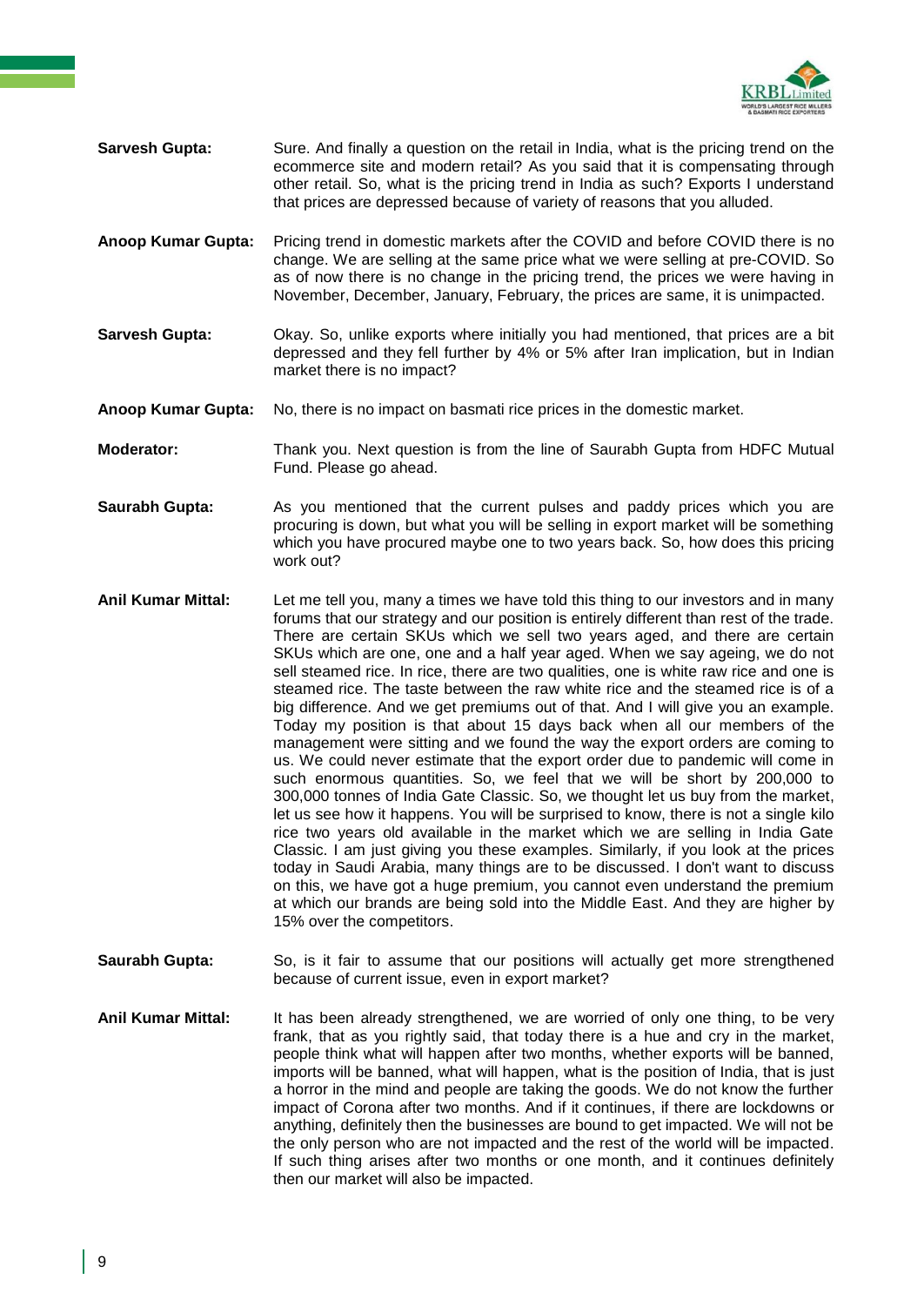**Sarvesh Gupta:** Sure. And finally a question on the retail in India, what is the pricing trend on the ecommerce site and modern retail? As you said that it is compensating through other retail. So, what is the pricing trend in India as such? Exports I understand that prices are depressed because of variety of reasons that you alluded.

**Anoop Kumar Gupta:** Pricing trend in domestic markets after the COVID and before COVID there is no change. We are selling at the same price what we were selling at pre-COVID. So as of now there is no change in the pricing trend, the prices we were having in November, December, January, February, the prices are same, it is unimpacted.

**Sarvesh Gupta:** Okay. So, unlike exports where initially you had mentioned, that prices are a bit depressed and they fell further by 4% or 5% after Iran implication, but in Indian market there is no impact?

**Anoop Kumar Gupta:** No, there is no impact on basmati rice prices in the domestic market.

**Moderator:** Thank you. Next question is from the line of Saurabh Gupta from HDFC Mutual Fund. Please go ahead.

**Saurabh Gupta:** As you mentioned that the current pulses and paddy prices which you are procuring is down, but what you will be selling in export market will be something which you have procured maybe one to two years back. So, how does this pricing work out?

**Anil Kumar Mittal:** Let me tell you, many a times we have told this thing to our investors and in many forums that our strategy and our position is entirely different than rest of the trade. There are certain SKUs which we sell two years aged, and there are certain SKUs which are one, one and a half year aged. When we say ageing, we do not sell steamed rice. In rice, there are two qualities, one is white raw rice and one is steamed rice. The taste between the raw white rice and the steamed rice is of a big difference. And we get premiums out of that. And I will give you an example. Today my position is that about 15 days back when all our members of the management were sitting and we found the way the export orders are coming to us. We could never estimate that the export order due to pandemic will come in such enormous quantities. So, we feel that we will be short by 200,000 to 300,000 tonnes of India Gate Classic. So, we thought let us buy from the market, let us see how it happens. You will be surprised to know, there is not a single kilo rice two years old available in the market which we are selling in India Gate Classic. I am just giving you these examples. Similarly, if you look at the prices today in Saudi Arabia, many things are to be discussed. I don't want to discuss on this, we have got a huge premium, you cannot even understand the premium at which our brands are being sold into the Middle East. And they are higher by 15% over the competitors.

**Saurabh Gupta:** So, is it fair to assume that our positions will actually get more strengthened because of current issue, even in export market?

**Anil Kumar Mittal:** It has been already strengthened, we are worried of only one thing, to be very frank, that as you rightly said, that today there is a hue and cry in the market, people think what will happen after two months, whether exports will be banned, imports will be banned, what will happen, what is the position of India, that is just a horror in the mind and people are taking the goods. We do not know the further impact of Corona after two months. And if it continues, if there are lockdowns or anything, definitely then the businesses are bound to get impacted. We will not be the only person who are not impacted and the rest of the world will be impacted. If such thing arises after two months or one month, and it continues definitely then our market will also be impacted.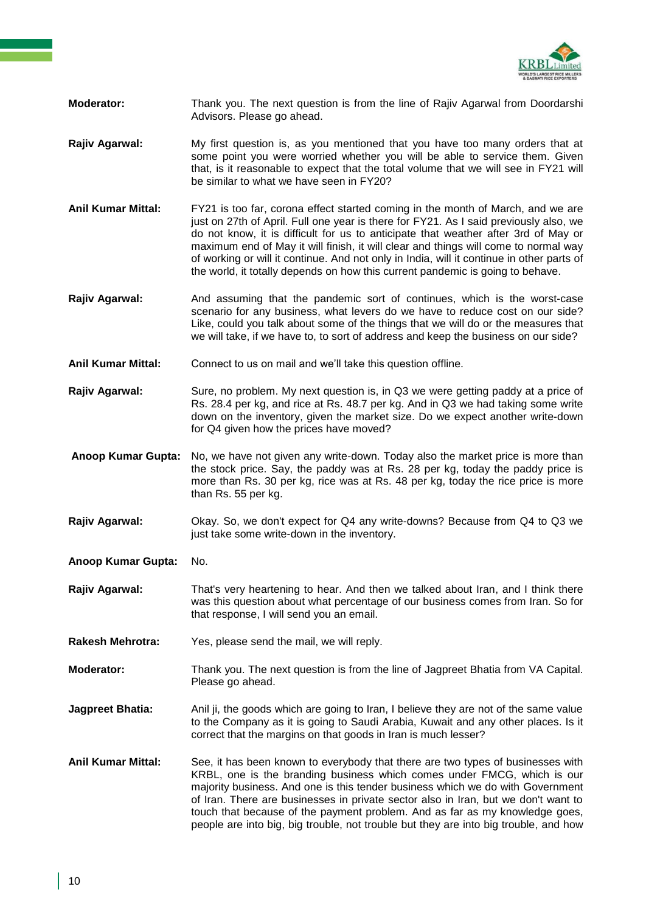**Moderator:** Thank you. The next question is from the line of Rajiv Agarwal from Doordarshi Advisors. Please go ahead.

**Rajiv Agarwal:** My first question is, as you mentioned that you have too many orders that at some point you were worried whether you will be able to service them. Given that, is it reasonable to expect that the total volume that we will see in FY21 will be similar to what we have seen in FY20?

**Anil Kumar Mittal:** FY21 is too far, corona effect started coming in the month of March, and we are just on 27th of April. Full one year is there for FY21. As I said previously also, we do not know, it is difficult for us to anticipate that weather after 3rd of May or maximum end of May it will finish, it will clear and things will come to normal way of working or will it continue. And not only in India, will it continue in other parts of the world, it totally depends on how this current pandemic is going to behave.

**Rajiv Agarwal:** And assuming that the pandemic sort of continues, which is the worst-case scenario for any business, what levers do we have to reduce cost on our side? Like, could you talk about some of the things that we will do or the measures that we will take, if we have to, to sort of address and keep the business on our side?

**Anil Kumar Mittal:** Connect to us on mail and we'll take this question offline.

**Rajiv Agarwal:** Sure, no problem. My next question is, in Q3 we were getting paddy at a price of Rs. 28.4 per kg, and rice at Rs. 48.7 per kg. And in Q3 we had taking some write down on the inventory, given the market size. Do we expect another write-down for Q4 given how the prices have moved?

**Anoop Kumar Gupta:** No, we have not given any write-down. Today also the market price is more than the stock price. Say, the paddy was at Rs. 28 per kg, today the paddy price is more than Rs. 30 per kg, rice was at Rs. 48 per kg, today the rice price is more than Rs. 55 per kg.

**Rajiv Agarwal:** Okay. So, we don't expect for Q4 any write-downs? Because from Q4 to Q3 we just take some write-down in the inventory.

**Anoop Kumar Gupta:** No.

**Rajiv Agarwal:** That's very heartening to hear. And then we talked about Iran, and I think there was this question about what percentage of our business comes from Iran. So for that response, I will send you an email.

**Rakesh Mehrotra:** Yes, please send the mail, we will reply.

**Moderator:** Thank you. The next question is from the line of Jagpreet Bhatia from VA Capital. Please go ahead.

**Jagpreet Bhatia:** Anil ji, the goods which are going to Iran, I believe they are not of the same value to the Company as it is going to Saudi Arabia, Kuwait and any other places. Is it correct that the margins on that goods in Iran is much lesser?

**Anil Kumar Mittal:** See, it has been known to everybody that there are two types of businesses with KRBL, one is the branding business which comes under FMCG, which is our majority business. And one is this tender business which we do with Government of Iran. There are businesses in private sector also in Iran, but we don't want to touch that because of the payment problem. And as far as my knowledge goes, people are into big, big trouble, not trouble but they are into big trouble, and how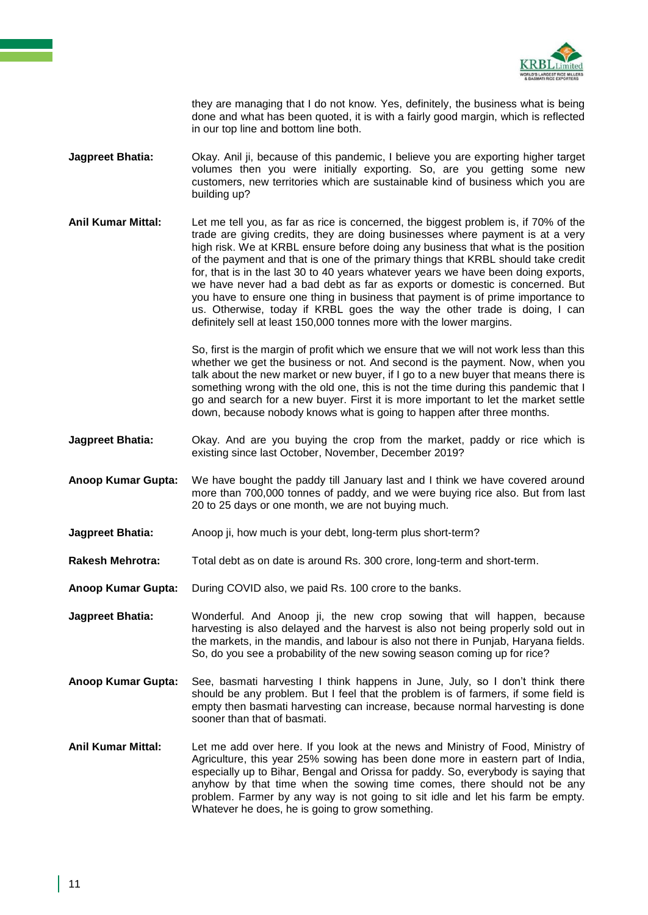they are managing that I do not know. Yes, definitely, the business what is being done and what has been quoted, it is with a fairly good margin, which is reflected in our top line and bottom line both.

**Jagpreet Bhatia:** Okay. Anil ji, because of this pandemic, I believe you are exporting higher target volumes then you were initially exporting. So, are you getting some new customers, new territories which are sustainable kind of business which you are building up?

**Anil Kumar Mittal:** Let me tell you, as far as rice is concerned, the biggest problem is, if 70% of the trade are giving credits, they are doing businesses where payment is at a very high risk. We at KRBL ensure before doing any business that what is the position of the payment and that is one of the primary things that KRBL should take credit for, that is in the last 30 to 40 years whatever years we have been doing exports, we have never had a bad debt as far as exports or domestic is concerned. But you have to ensure one thing in business that payment is of prime importance to us. Otherwise, today if KRBL goes the way the other trade is doing, I can definitely sell at least 150,000 tonnes more with the lower margins.

So, first is the margin of profit which we ensure that we will not work less than this whether we get the business or not. And second is the payment. Now, when you talk about the new market or new buyer, if I go to a new buyer that means there is something wrong with the old one, this is not the time during this pandemic that I go and search for a new buyer. First it is more important to let the market settle down, because nobody knows what is going to happen after three months.

**Jagpreet Bhatia:** Okay. And are you buying the crop from the market, paddy or rice which is existing since last October, November, December 2019?

**Anoop Kumar Gupta:** We have bought the paddy till January last and I think we have covered around more than 700,000 tonnes of paddy, and we were buying rice also. But from last 20 to 25 days or one month, we are not buying much.

**Jagpreet Bhatia:** Anoop ji, how much is your debt, long-term plus short-term?

**Rakesh Mehrotra:** Total debt as on date is around Rs. 300 crore, long-term and short-term.

**Anoop Kumar Gupta:** During COVID also, we paid Rs. 100 crore to the banks.

**Jagpreet Bhatia:** Wonderful. And Anoop ji, the new crop sowing that will happen, because harvesting is also delayed and the harvest is also not being properly sold out in the markets, in the mandis, and labour is also not there in Punjab, Haryana fields. So, do you see a probability of the new sowing season coming up for rice?

**Anoop Kumar Gupta:** See, basmati harvesting I think happens in June, July, so I don't think there should be any problem. But I feel that the problem is of farmers, if some field is empty then basmati harvesting can increase, because normal harvesting is done sooner than that of basmati.

**Anil Kumar Mittal:** Let me add over here. If you look at the news and Ministry of Food, Ministry of Agriculture, this year 25% sowing has been done more in eastern part of India, especially up to Bihar, Bengal and Orissa for paddy. So, everybody is saying that anyhow by that time when the sowing time comes, there should not be any problem. Farmer by any way is not going to sit idle and let his farm be empty. Whatever he does, he is going to grow something.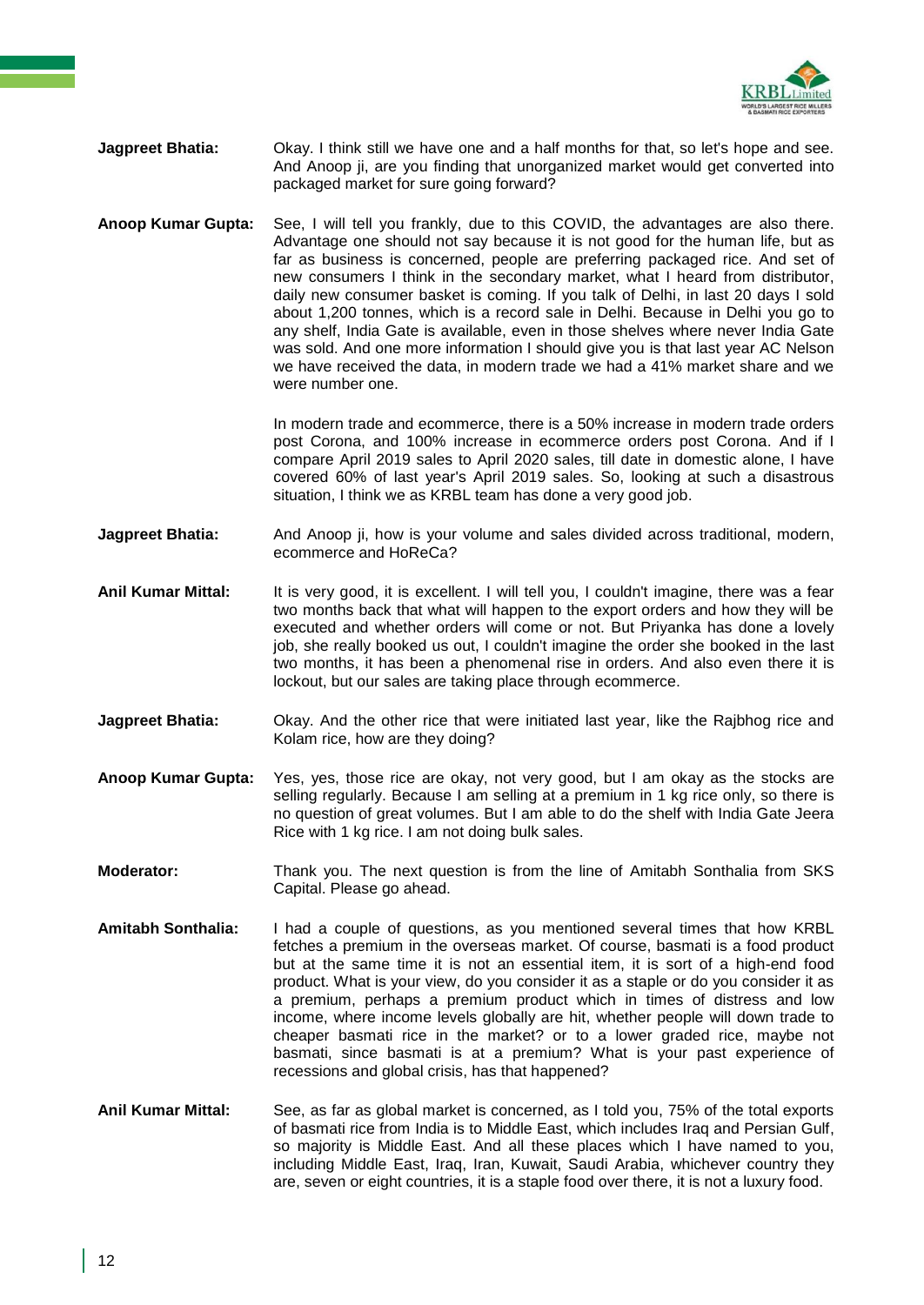**Jagpreet Bhatia:** Okay. I think still we have one and a half months for that, so let's hope and see. And Anoop ji, are you finding that unorganized market would get converted into packaged market for sure going forward?

**Anoop Kumar Gupta:** See, I will tell you frankly, due to this COVID, the advantages are also there. Advantage one should not say because it is not good for the human life, but as far as business is concerned, people are preferring packaged rice. And set of new consumers I think in the secondary market, what I heard from distributor, daily new consumer basket is coming. If you talk of Delhi, in last 20 days I sold about 1,200 tonnes, which is a record sale in Delhi. Because in Delhi you go to any shelf, India Gate is available, even in those shelves where never India Gate was sold. And one more information I should give you is that last year AC Nelson we have received the data, in modern trade we had a 41% market share and we were number one.

In modern trade and ecommerce, there is a 50% increase in modern trade orders post Corona, and 100% increase in ecommerce orders post Corona. And if I compare April 2019 sales to April 2020 sales, till date in domestic alone, I have covered 60% of last year's April 2019 sales. So, looking at such a disastrous situation, I think we as KRBL team has done a very good job.

**Jagpreet Bhatia:** And Anoop ji, how is your volume and sales divided across traditional, modern, ecommerce and HoReCa?

**Anil Kumar Mittal:** It is very good, it is excellent. I will tell you, I couldn't imagine, there was a fear two months back that what will happen to the export orders and how they will be executed and whether orders will come or not. But Priyanka has done a lovely job, she really booked us out, I couldn't imagine the order she booked in the last two months, it has been a phenomenal rise in orders. And also even there it is lockout, but our sales are taking place through ecommerce.

**Jagpreet Bhatia:** Okay. And the other rice that were initiated last year, like the Rajbhog rice and Kolam rice, how are they doing?

**Anoop Kumar Gupta:** Yes, yes, those rice are okay, not very good, but I am okay as the stocks are selling regularly. Because I am selling at a premium in 1 kg rice only, so there is no question of great volumes. But I am able to do the shelf with India Gate Jeera Rice with 1 kg rice. I am not doing bulk sales.

**Moderator:** Thank you. The next question is from the line of Amitabh Sonthalia from SKS Capital. Please go ahead.

**Amitabh Sonthalia:** I had a couple of questions, as you mentioned several times that how KRBL fetches a premium in the overseas market. Of course, basmati is a food product but at the same time it is not an essential item, it is sort of a high-end food product. What is your view, do you consider it as a staple or do you consider it as a premium, perhaps a premium product which in times of distress and low income, where income levels globally are hit, whether people will down trade to cheaper basmati rice in the market? or to a lower graded rice, maybe not basmati, since basmati is at a premium? What is your past experience of recessions and global crisis, has that happened?

**Anil Kumar Mittal:** See, as far as global market is concerned, as I told you, 75% of the total exports of basmati rice from India is to Middle East, which includes Iraq and Persian Gulf, so majority is Middle East. And all these places which I have named to you, including Middle East, Iraq, Iran, Kuwait, Saudi Arabia, whichever country they are, seven or eight countries, it is a staple food over there, it is not a luxury food.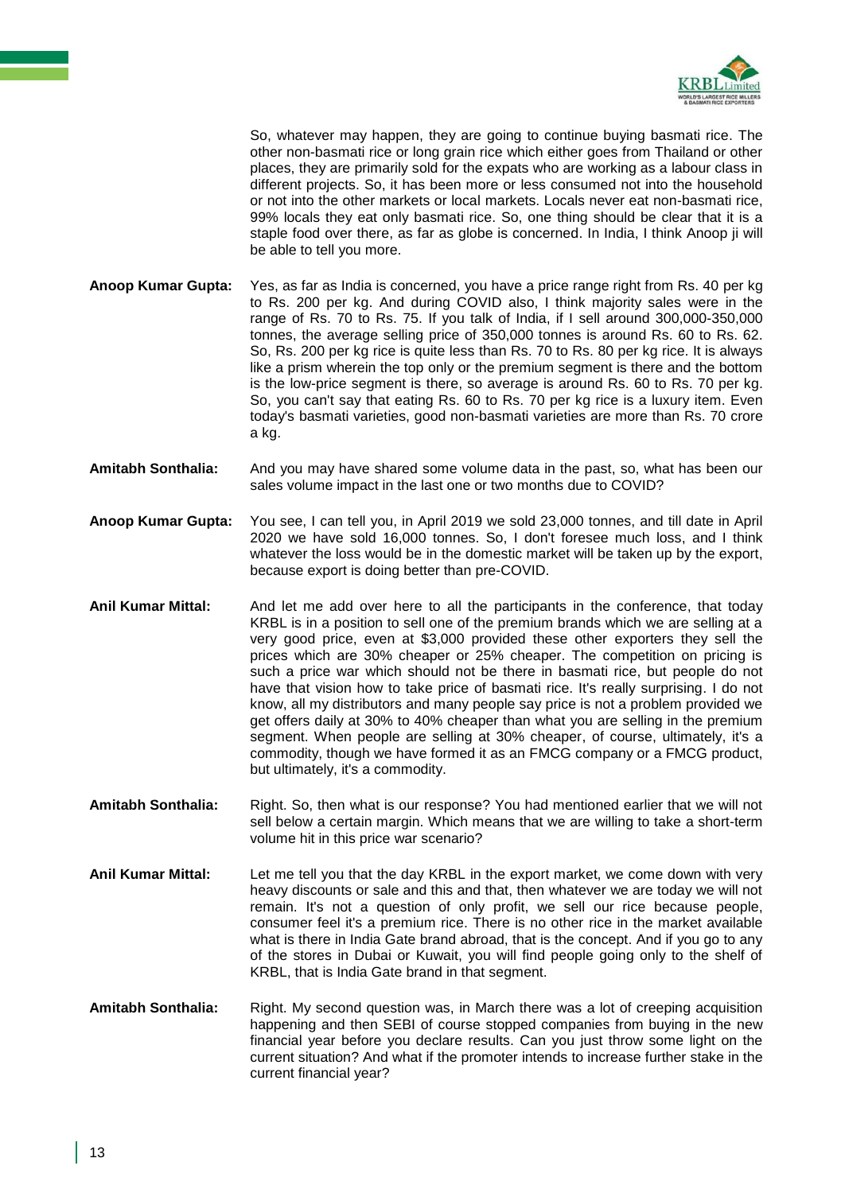So, whatever may happen, they are going to continue buying basmati rice. The other non-basmati rice or long grain rice which either goes from Thailand or other places, they are primarily sold for the expats who are working as a labour class in different projects. So, it has been more or less consumed not into the household or not into the other markets or local markets. Locals never eat non-basmati rice, 99% locals they eat only basmati rice. So, one thing should be clear that it is a staple food over there, as far as globe is concerned. In India, I think Anoop ji will be able to tell you more.

**Anoop Kumar Gupta:** Yes, as far as India is concerned, you have a price range right from Rs. 40 per kg to Rs. 200 per kg. And during COVID also, I think majority sales were in the range of Rs. 70 to Rs. 75. If you talk of India, if I sell around 300,000-350,000 tonnes, the average selling price of 350,000 tonnes is around Rs. 60 to Rs. 62. So, Rs. 200 per kg rice is quite less than Rs. 70 to Rs. 80 per kg rice. It is always like a prism wherein the top only or the premium segment is there and the bottom is the low-price segment is there, so average is around Rs. 60 to Rs. 70 per kg. So, you can't say that eating Rs. 60 to Rs. 70 per kg rice is a luxury item. Even today's basmati varieties, good non-basmati varieties are more than Rs. 70 crore a kg.

**Amitabh Sonthalia:** And you may have shared some volume data in the past, so, what has been our sales volume impact in the last one or two months due to COVID?

**Anoop Kumar Gupta:** You see, I can tell you, in April 2019 we sold 23,000 tonnes, and till date in April 2020 we have sold 16,000 tonnes. So, I don't foresee much loss, and I think whatever the loss would be in the domestic market will be taken up by the export, because export is doing better than pre-COVID.

**Anil Kumar Mittal:** And let me add over here to all the participants in the conference, that today KRBL is in a position to sell one of the premium brands which we are selling at a very good price, even at $3,000 provided these other exporters they sell the prices which are 30% cheaper or 25% cheaper. The competition on pricing is such a price war which should not be there in basmati rice, but people do not have that vision how to take price of basmati rice. It's really surprising. I do not know, all my distributors and many people say price is not a problem provided we get offers daily at 30% to 40% cheaper than what you are selling in the premium segment. When people are selling at 30% cheaper, of course, ultimately, it's a commodity, though we have formed it as an FMCG company or a FMCG product, but ultimately, it's a commodity.

**Amitabh Sonthalia:** Right. So, then what is our response? You had mentioned earlier that we will not sell below a certain margin. Which means that we are willing to take a short-term volume hit in this price war scenario?

**Anil Kumar Mittal:** Let me tell you that the day KRBL in the export market, we come down with very heavy discounts or sale and this and that, then whatever we are today we will not remain. It's not a question of only profit, we sell our rice because people, consumer feel it's a premium rice. There is no other rice in the market available what is there in India Gate brand abroad, that is the concept. And if you go to any of the stores in Dubai or Kuwait, you will find people going only to the shelf of KRBL, that is India Gate brand in that segment.

**Amitabh Sonthalia:** Right. My second question was, in March there was a lot of creeping acquisition happening and then SEBI of course stopped companies from buying in the new financial year before you declare results. Can you just throw some light on the current situation? And what if the promoter intends to increase further stake in the current financial year?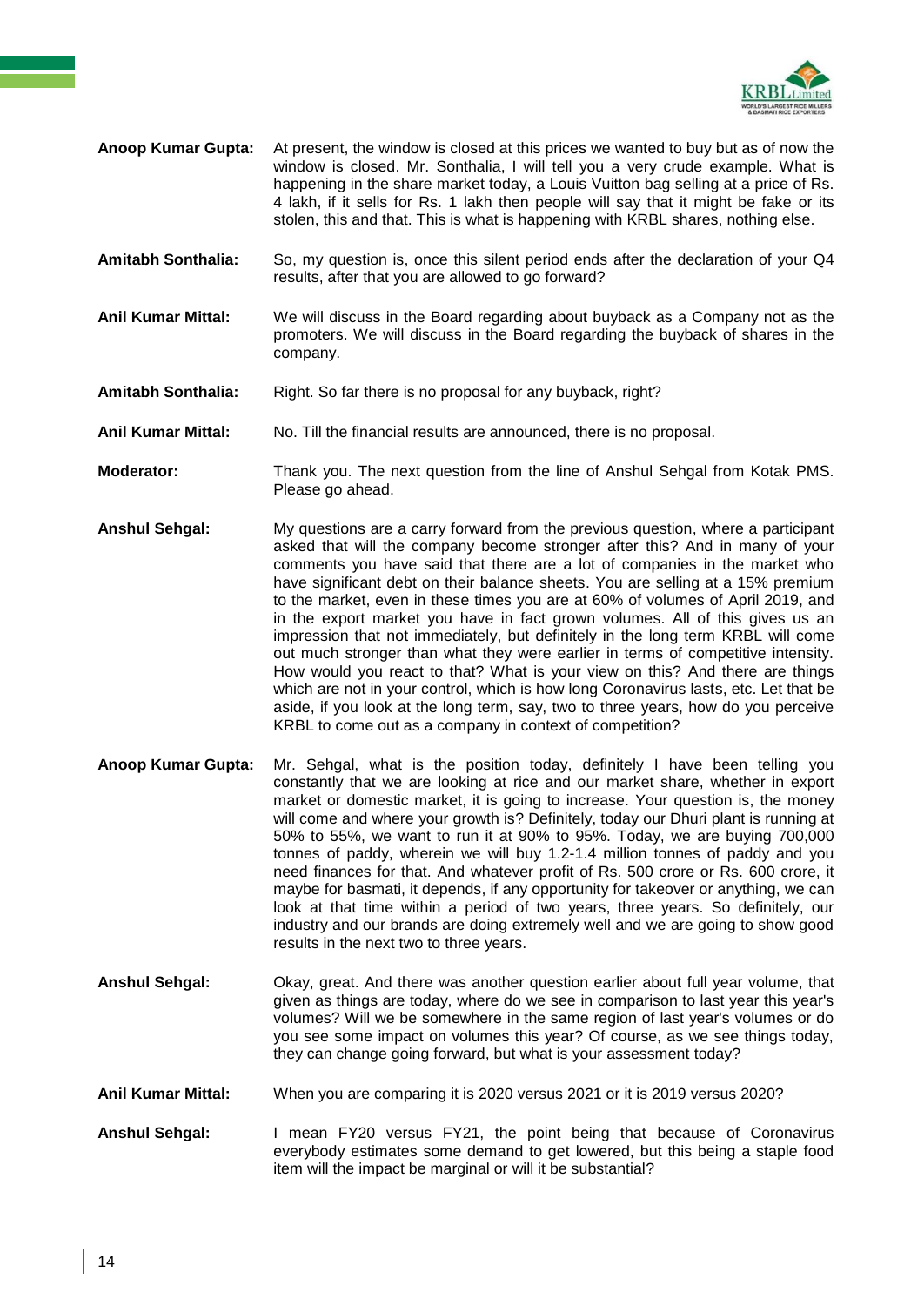**Anoop Kumar Gupta:** At present, the window is closed at this prices we wanted to buy but as of now the window is closed. Mr. Sonthalia, I will tell you a very crude example. What is happening in the share market today, a Louis Vuitton bag selling at a price of Rs. 4 lakh, if it sells for Rs. 1 lakh then people will say that it might be fake or its stolen, this and that. This is what is happening with KRBL shares, nothing else.

**Amitabh Sonthalia:** So, my question is, once this silent period ends after the declaration of your Q4 results, after that you are allowed to go forward?

**Anil Kumar Mittal:** We will discuss in the Board regarding about buyback as a Company not as the promoters. We will discuss in the Board regarding the buyback of shares in the company.

**Amitabh Sonthalia:** Right. So far there is no proposal for any buyback, right?

**Anil Kumar Mittal:** No. Till the financial results are announced, there is no proposal.

**Moderator:** Thank you. The next question from the line of Anshul Sehgal from Kotak PMS. Please go ahead.

**Anshul Sehgal:** My questions are a carry forward from the previous question, where a participant asked that will the company become stronger after this? And in many of your comments you have said that there are a lot of companies in the market who have significant debt on their balance sheets. You are selling at a 15% premium to the market, even in these times you are at 60% of volumes of April 2019, and in the export market you have in fact grown volumes. All of this gives us an impression that not immediately, but definitely in the long term KRBL will come out much stronger than what they were earlier in terms of competitive intensity. How would you react to that? What is your view on this? And there are things which are not in your control, which is how long Coronavirus lasts, etc. Let that be aside, if you look at the long term, say, two to three years, how do you perceive KRBL to come out as a company in context of competition?

**Anoop Kumar Gupta:** Mr. Sehgal, what is the position today, definitely I have been telling you constantly that we are looking at rice and our market share, whether in export market or domestic market, it is going to increase. Your question is, the money will come and where your growth is? Definitely, today our Dhuri plant is running at 50% to 55%, we want to run it at 90% to 95%. Today, we are buying 700,000 tonnes of paddy, wherein we will buy 1.2-1.4 million tonnes of paddy and you need finances for that. And whatever profit of Rs. 500 crore or Rs. 600 crore, it maybe for basmati, it depends, if any opportunity for takeover or anything, we can look at that time within a period of two years, three years. So definitely, our industry and our brands are doing extremely well and we are going to show good results in the next two to three years.

**Anshul Sehgal:** Okay, great. And there was another question earlier about full year volume, that given as things are today, where do we see in comparison to last year this year's volumes? Will we be somewhere in the same region of last year's volumes or do you see some impact on volumes this year? Of course, as we see things today, they can change going forward, but what is your assessment today?

**Anil Kumar Mittal:** When you are comparing it is 2020 versus 2021 or it is 2019 versus 2020?

**Anshul Sehgal:** I mean FY20 versus FY21, the point being that because of Coronavirus everybody estimates some demand to get lowered, but this being a staple food item will the impact be marginal or will it be substantial?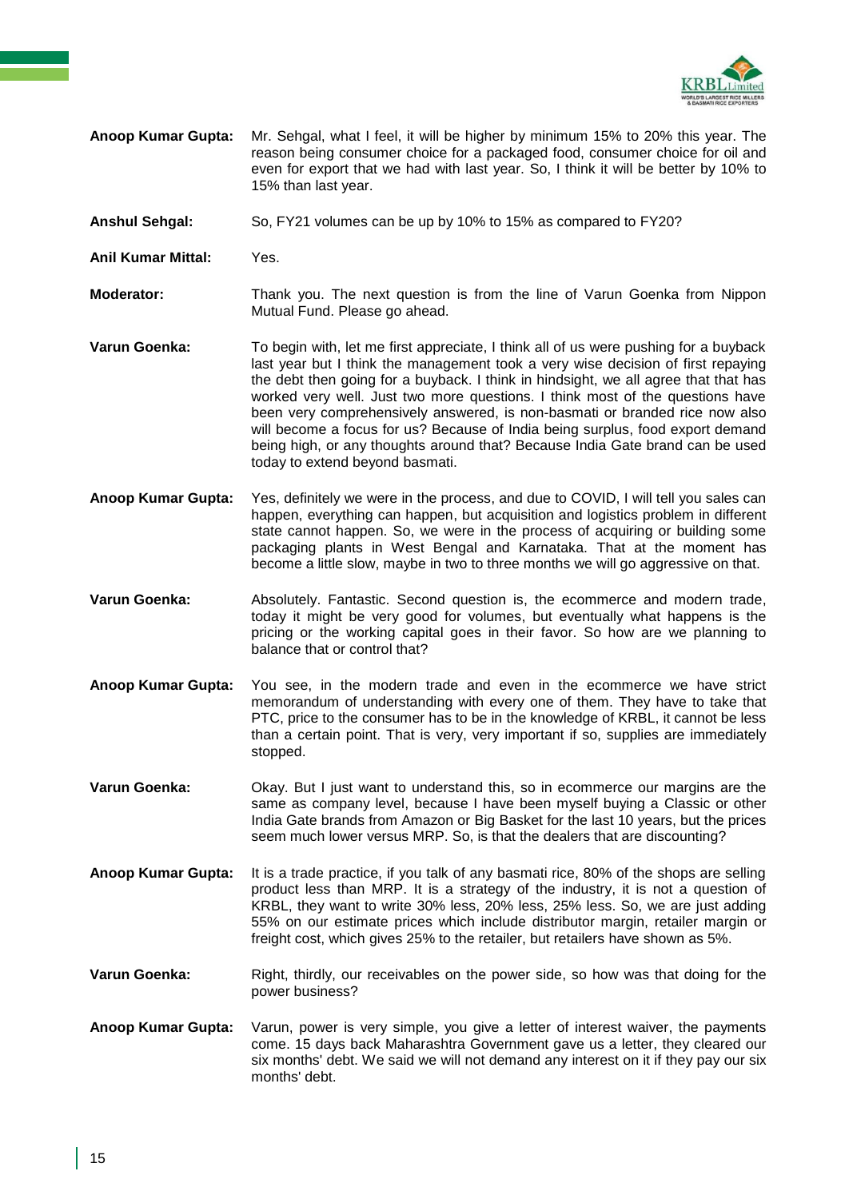**Anoop Kumar Gupta:** Mr. Sehgal, what I feel, it will be higher by minimum 15% to 20% this year. The reason being consumer choice for a packaged food, consumer choice for oil and even for export that we had with last year. So, I think it will be better by 10% to 15% than last year.

**Anshul Sehgal:** So, FY21 volumes can be up by 10% to 15% as compared to FY20?

**Anil Kumar Mittal:** Yes.

**Moderator:** Thank you. The next question is from the line of Varun Goenka from Nippon Mutual Fund. Please go ahead.

**Varun Goenka:** To begin with, let me first appreciate, I think all of us were pushing for a buyback last year but I think the management took a very wise decision of first repaying the debt then going for a buyback. I think in hindsight, we all agree that that has worked very well. Just two more questions. I think most of the questions have been very comprehensively answered, is non-basmati or branded rice now also will become a focus for us? Because of India being surplus, food export demand being high, or any thoughts around that? Because India Gate brand can be used today to extend beyond basmati.

**Anoop Kumar Gupta:** Yes, definitely we were in the process, and due to COVID, I will tell you sales can happen, everything can happen, but acquisition and logistics problem in different state cannot happen. So, we were in the process of acquiring or building some packaging plants in West Bengal and Karnataka. That at the moment has become a little slow, maybe in two to three months we will go aggressive on that.

**Varun Goenka:** Absolutely. Fantastic. Second question is, the ecommerce and modern trade, today it might be very good for volumes, but eventually what happens is the pricing or the working capital goes in their favor. So how are we planning to balance that or control that?

**Anoop Kumar Gupta:** You see, in the modern trade and even in the ecommerce we have strict memorandum of understanding with every one of them. They have to take that PTC, price to the consumer has to be in the knowledge of KRBL, it cannot be less than a certain point. That is very, very important if so, supplies are immediately stopped.

**Varun Goenka:** Okay. But I just want to understand this, so in ecommerce our margins are the same as company level, because I have been myself buying a Classic or other India Gate brands from Amazon or Big Basket for the last 10 years, but the prices seem much lower versus MRP. So, is that the dealers that are discounting?

**Anoop Kumar Gupta:** It is a trade practice, if you talk of any basmati rice, 80% of the shops are selling product less than MRP. It is a strategy of the industry, it is not a question of KRBL, they want to write 30% less, 20% less, 25% less. So, we are just adding 55% on our estimate prices which include distributor margin, retailer margin or freight cost, which gives 25% to the retailer, but retailers have shown as 5%.

**Varun Goenka:** Right, thirdly, our receivables on the power side, so how was that doing for the power business?

**Anoop Kumar Gupta:** Varun, power is very simple, you give a letter of interest waiver, the payments come. 15 days back Maharashtra Government gave us a letter, they cleared our six months' debt. We said we will not demand any interest on it if they pay our six months' debt.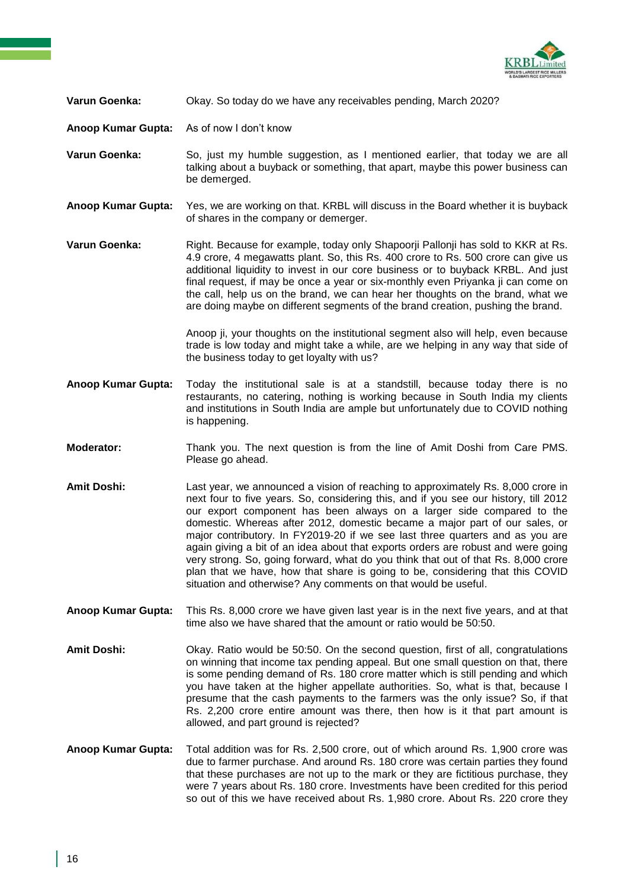**Varun Goenka:** Okay. So today do we have any receivables pending, March 2020?

**Anoop Kumar Gupta:** As of now I don't know

**Varun Goenka:** So, just my humble suggestion, as I mentioned earlier, that today we are all talking about a buyback or something, that apart, maybe this power business can be demerged.

**Anoop Kumar Gupta:** Yes, we are working on that. KRBL will discuss in the Board whether it is buyback of shares in the company or demerger.

**Varun Goenka:** Right. Because for example, today only Shapoorji Pallonji has sold to KKR at Rs. 4.9 crore, 4 megawatts plant. So, this Rs. 400 crore to Rs. 500 crore can give us additional liquidity to invest in our core business or to buyback KRBL. And just final request, if may be once a year or six-monthly even Priyanka ji can come on the call, help us on the brand, we can hear her thoughts on the brand, what we are doing maybe on different segments of the brand creation, pushing the brand.

Anoop ji, your thoughts on the institutional segment also will help, even because trade is low today and might take a while, are we helping in any way that side of the business today to get loyalty with us?

**Anoop Kumar Gupta:** Today the institutional sale is at a standstill, because today there is no restaurants, no catering, nothing is working because in South India my clients and institutions in South India are ample but unfortunately due to COVID nothing is happening.

**Moderator:** Thank you. The next question is from the line of Amit Doshi from Care PMS. Please go ahead.

**Amit Doshi:** Last year, we announced a vision of reaching to approximately Rs. 8,000 crore in next four to five years. So, considering this, and if you see our history, till 2012 our export component has been always on a larger side compared to the domestic. Whereas after 2012, domestic became a major part of our sales, or major contributory. In FY2019-20 if we see last three quarters and as you are again giving a bit of an idea about that exports orders are robust and were going very strong. So, going forward, what do you think that out of that Rs. 8,000 crore plan that we have, how that share is going to be, considering that this COVID situation and otherwise? Any comments on that would be useful.

**Anoop Kumar Gupta:** This Rs. 8,000 crore we have given last year is in the next five years, and at that time also we have shared that the amount or ratio would be 50:50.

**Amit Doshi:** Okay. Ratio would be 50:50. On the second question, first of all, congratulations on winning that income tax pending appeal. But one small question on that, there is some pending demand of Rs. 180 crore matter which is still pending and which you have taken at the higher appellate authorities. So, what is that, because I presume that the cash payments to the farmers was the only issue? So, if that Rs. 2,200 crore entire amount was there, then how is it that part amount is allowed, and part ground is rejected?

**Anoop Kumar Gupta:** Total addition was for Rs. 2,500 crore, out of which around Rs. 1,900 crore was due to farmer purchase. And around Rs. 180 crore was certain parties they found that these purchases are not up to the mark or they are fictitious purchase, they were 7 years about Rs. 180 crore. Investments have been credited for this period so out of this we have received about Rs. 1,980 crore. About Rs. 220 crore they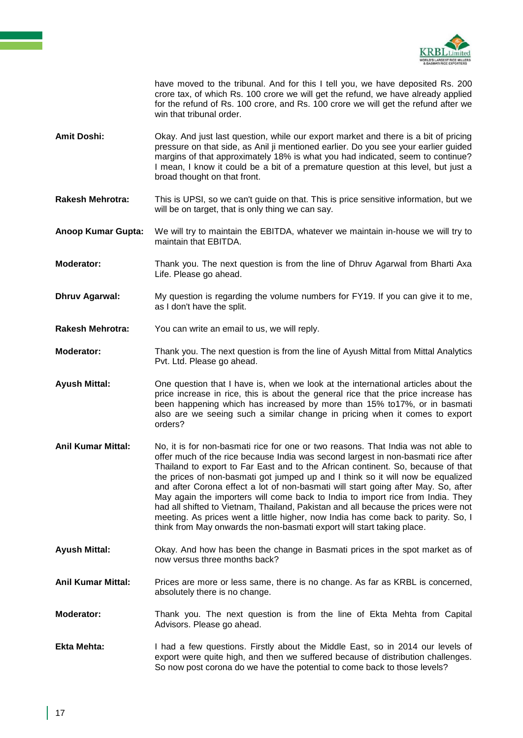have moved to the tribunal. And for this I tell you, we have deposited Rs. 200 crore tax, of which Rs. 100 crore we will get the refund, we have already applied for the refund of Rs. 100 crore, and Rs. 100 crore we will get the refund after we win that tribunal order.

**Amit Doshi:** Okay. And just last question, while our export market and there is a bit of pricing pressure on that side, as Anil ji mentioned earlier. Do you see your earlier guided margins of that approximately 18% is what you had indicated, seem to continue? I mean, I know it could be a bit of a premature question at this level, but just a broad thought on that front.

**Rakesh Mehrotra:** This is UPSI, so we can't guide on that. This is price sensitive information, but we will be on target, that is only thing we can say.

**Anoop Kumar Gupta:** We will try to maintain the EBITDA, whatever we maintain in-house we will try to maintain that EBITDA.

**Moderator:** Thank you. The next question is from the line of Dhruv Agarwal from Bharti Axa Life. Please go ahead.

**Dhruv Agarwal:** My question is regarding the volume numbers for FY19. If you can give it to me, as I don't have the split.

**Rakesh Mehrotra:** You can write an email to us, we will reply.

**Moderator:** Thank you. The next question is from the line of Ayush Mittal from Mittal Analytics Pvt. Ltd. Please go ahead.

**Ayush Mittal:** One question that I have is, when we look at the international articles about the price increase in rice, this is about the general rice that the price increase has been happening which has increased by more than 15% to17%, or in basmati also are we seeing such a similar change in pricing when it comes to export orders?

**Anil Kumar Mittal:** No, it is for non-basmati rice for one or two reasons. That India was not able to offer much of the rice because India was second largest in non-basmati rice after Thailand to export to Far East and to the African continent. So, because of that the prices of non-basmati got jumped up and I think so it will now be equalized and after Corona effect a lot of non-basmati will start going after May. So, after May again the importers will come back to India to import rice from India. They had all shifted to Vietnam, Thailand, Pakistan and all because the prices were not meeting. As prices went a little higher, now India has come back to parity. So, I think from May onwards the non-basmati export will start taking place.

**Ayush Mittal:** Okay. And how has been the change in Basmati prices in the spot market as of now versus three months back?

**Anil Kumar Mittal:** Prices are more or less same, there is no change. As far as KRBL is concerned, absolutely there is no change.

**Moderator:** Thank you. The next question is from the line of Ekta Mehta from Capital Advisors. Please go ahead.

**Ekta Mehta:** I had a few questions. Firstly about the Middle East, so in 2014 our levels of export were quite high, and then we suffered because of distribution challenges. So now post corona do we have the potential to come back to those levels?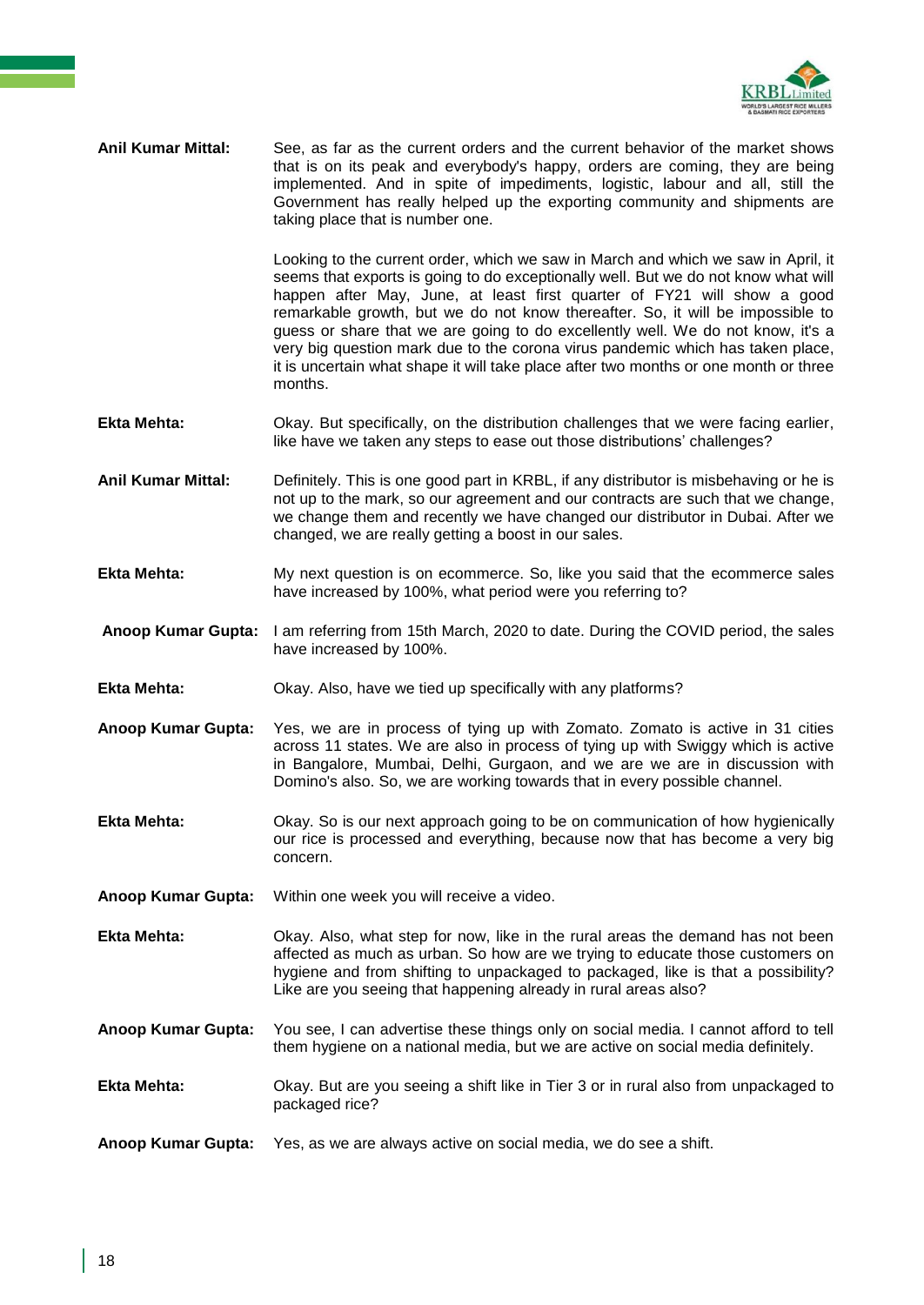**Anil Kumar Mittal:** See, as far as the current orders and the current behavior of the market shows that is on its peak and everybody's happy, orders are coming, they are being implemented. And in spite of impediments, logistic, labour and all, still the Government has really helped up the exporting community and shipments are taking place that is number one.

Looking to the current order, which we saw in March and which we saw in April, it seems that exports is going to do exceptionally well. But we do not know what will happen after May, June, at least first quarter of FY21 will show a good remarkable growth, but we do not know thereafter. So, it will be impossible to guess or share that we are going to do excellently well. We do not know, it's a very big question mark due to the corona virus pandemic which has taken place, it is uncertain what shape it will take place after two months or one month or three months.

**Ekta Mehta:** Okay. But specifically, on the distribution challenges that we were facing earlier, like have we taken any steps to ease out those distributions' challenges?

**Anil Kumar Mittal:** Definitely. This is one good part in KRBL, if any distributor is misbehaving or he is not up to the mark, so our agreement and our contracts are such that we change, we change them and recently we have changed our distributor in Dubai. After we changed, we are really getting a boost in our sales.

**Ekta Mehta:** My next question is on ecommerce. So, like you said that the ecommerce sales have increased by 100%, what period were you referring to?

**Anoop Kumar Gupta:** I am referring from 15th March, 2020 to date. During the COVID period, the sales have increased by 100%.

**Ekta Mehta:** Okay. Also, have we tied up specifically with any platforms?

**Anoop Kumar Gupta:** Yes, we are in process of tying up with Zomato. Zomato is active in 31 cities across 11 states. We are also in process of tying up with Swiggy which is active in Bangalore, Mumbai, Delhi, Gurgaon, and we are we are in discussion with Domino's also. So, we are working towards that in every possible channel.

**Ekta Mehta:** Okay. So is our next approach going to be on communication of how hygienically our rice is processed and everything, because now that has become a very big concern.

**Anoop Kumar Gupta:** Within one week you will receive a video.

**Ekta Mehta:** Okay. Also, what step for now, like in the rural areas the demand has not been affected as much as urban. So how are we trying to educate those customers on hygiene and from shifting to unpackaged to packaged, like is that a possibility? Like are you seeing that happening already in rural areas also?

**Anoop Kumar Gupta:** You see, I can advertise these things only on social media. I cannot afford to tell them hygiene on a national media, but we are active on social media definitely.

**Ekta Mehta:** Okay. But are you seeing a shift like in Tier 3 or in rural also from unpackaged to packaged rice?

**Anoop Kumar Gupta:** Yes, as we are always active on social media, we do see a shift.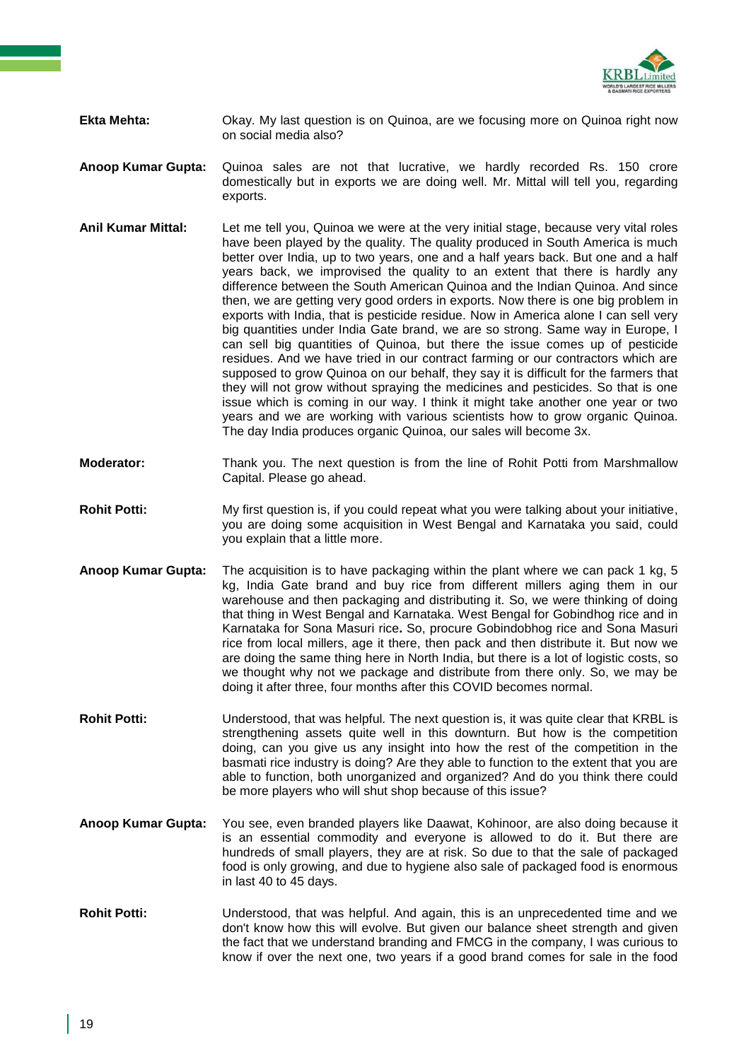**Ekta Mehta:** Okay. My last question is on Quinoa, are we focusing more on Quinoa right now on social media also?

**Anoop Kumar Gupta:** Quinoa sales are not that lucrative, we hardly recorded Rs. 150 crore domestically but in exports we are doing well. Mr. Mittal will tell you, regarding exports.

**Anil Kumar Mittal:** Let me tell you, Quinoa we were at the very initial stage, because very vital roles have been played by the quality. The quality produced in South America is much better over India, up to two years, one and a half years back. But one and a half years back, we improvised the quality to an extent that there is hardly any difference between the South American Quinoa and the Indian Quinoa. And since then, we are getting very good orders in exports. Now there is one big problem in exports with India, that is pesticide residue. Now in America alone I can sell very big quantities under India Gate brand, we are so strong. Same way in Europe, I can sell big quantities of Quinoa, but there the issue comes up of pesticide residues. And we have tried in our contract farming or our contractors which are supposed to grow Quinoa on our behalf, they say it is difficult for the farmers that they will not grow without spraying the medicines and pesticides. So that is one issue which is coming in our way. I think it might take another one year or two years and we are working with various scientists how to grow organic Quinoa. The day India produces organic Quinoa, our sales will become 3x.

**Moderator:** Thank you. The next question is from the line of Rohit Potti from Marshmallow Capital. Please go ahead.

**Rohit Potti:** My first question is, if you could repeat what you were talking about your initiative, you are doing some acquisition in West Bengal and Karnataka you said, could you explain that a little more.

**Anoop Kumar Gupta:** The acquisition is to have packaging within the plant where we can pack 1 kg, 5 kg, India Gate brand and buy rice from different millers aging them in our warehouse and then packaging and distributing it. So, we were thinking of doing that thing in West Bengal and Karnataka. West Bengal for Gobindhog rice and in Karnataka for Sona Masuri rice. So, procure Gobindobhog rice and Sona Masuri rice from local millers, age it there, then pack and then distribute it. But now we are doing the same thing here in North India, but there is a lot of logistic costs, so we thought why not we package and distribute from there only. So, we may be doing it after three, four months after this COVID becomes normal.

**Rohit Potti:** Understood, that was helpful. The next question is, it was quite clear that KRBL is strengthening assets quite well in this downturn. But how is the competition doing, can you give us any insight into how the rest of the competition in the basmati rice industry is doing? Are they able to function to the extent that you are able to function, both unorganized and organized? And do you think there could be more players who will shut shop because of this issue?

**Anoop Kumar Gupta:** You see, even branded players like Daawat, Kohinoor, are also doing because it is an essential commodity and everyone is allowed to do it. But there are hundreds of small players, they are at risk. So due to that the sale of packaged food is only growing, and due to hygiene also sale of packaged food is enormous in last 40 to 45 days.

**Rohit Potti:** Understood, that was helpful. And again, this is an unprecedented time and we don't know how this will evolve. But given our balance sheet strength and given the fact that we understand branding and FMCG in the company, I was curious to know if over the next one, two years if a good brand comes for sale in the food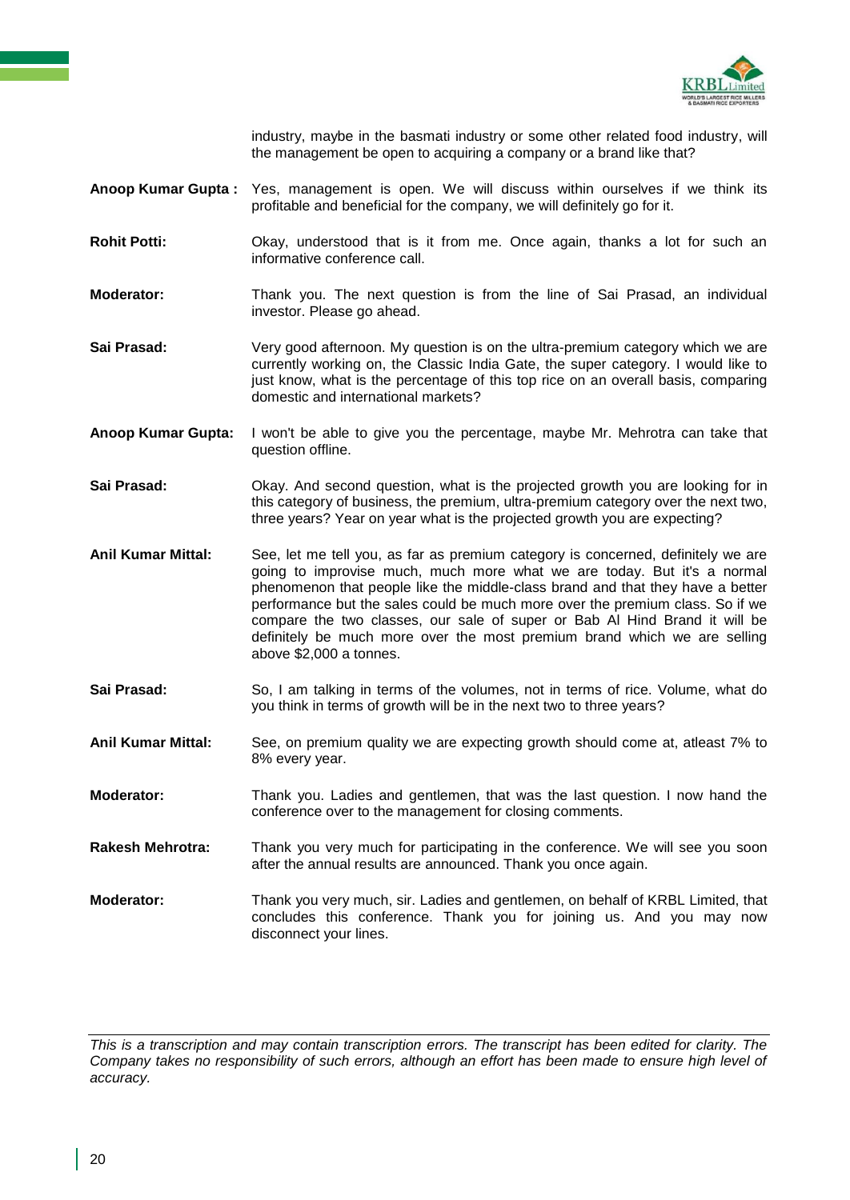industry, maybe in the basmati industry or some other related food industry, will the management be open to acquiring a company or a brand like that?

**Anoop Kumar Gupta :** Yes, management is open. We will discuss within ourselves if we think its profitable and beneficial for the company, we will definitely go for it.

**Rohit Potti:** Okay, understood that is it from me. Once again, thanks a lot for such an informative conference call.

**Moderator:** Thank you. The next question is from the line of Sai Prasad, an individual investor. Please go ahead.

**Sai Prasad:** Very good afternoon. My question is on the ultra-premium category which we are currently working on, the Classic India Gate, the super category. I would like to just know, what is the percentage of this top rice on an overall basis, comparing domestic and international markets?

**Anoop Kumar Gupta:** I won't be able to give you the percentage, maybe Mr. Mehrotra can take that question offline.

**Sai Prasad:** Okay. And second question, what is the projected growth you are looking for in this category of business, the premium, ultra-premium category over the next two, three years? Year on year what is the projected growth you are expecting?

**Anil Kumar Mittal:** See, let me tell you, as far as premium category is concerned, definitely we are going to improvise much, much more what we are today. But it's a normal phenomenon that people like the middle-class brand and that they have a better performance but the sales could be much more over the premium class. So if we compare the two classes, our sale of super or Bab Al Hind Brand it will be definitely be much more over the most premium brand which we are selling above $2,000 a tonnes.

**Sai Prasad:** So, I am talking in terms of the volumes, not in terms of rice. Volume, what do you think in terms of growth will be in the next two to three years?

**Anil Kumar Mittal:** See, on premium quality we are expecting growth should come at, atleast 7% to 8% every year.

**Moderator:** Thank you. Ladies and gentlemen, that was the last question. I now hand the conference over to the management for closing comments.

**Rakesh Mehrotra:** Thank you very much for participating in the conference. We will see you soon after the annual results are announced. Thank you once again.

**Moderator:** Thank you very much, sir. Ladies and gentlemen, on behalf of KRBL Limited, that concludes this conference. Thank you for joining us. And you may now disconnect your lines.

---

*This is a transcription and may contain transcription errors. The transcript has been edited for clarity. The Company takes no responsibility of such errors, although an effort has been made to ensure high level of accuracy.*